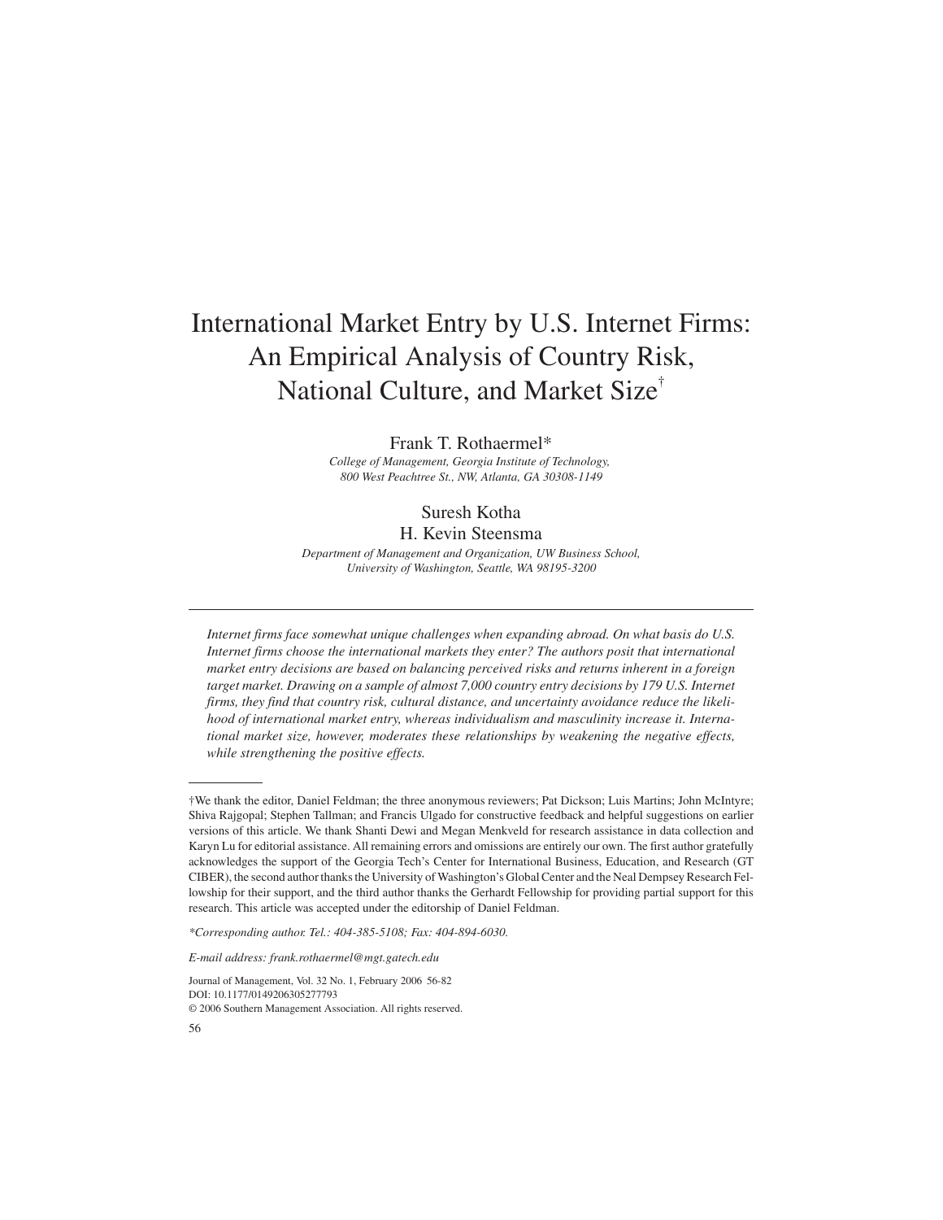# International Market Entry by U.S. Internet Firms: An Empirical Analysis of Country Risk, National Culture, and Market Size[†]

Frank T. Rothaermel*

*College of Management, Georgia Institute of Technology, 800 West Peachtree St., NW, Atlanta, GA 30308-1149*

Suresh Kotha

H. Kevin Steensma

*Department of Management and Organization, UW Business School, University of Washington, Seattle, WA 98195-3200*

---

*Internet firms face somewhat unique challenges when expanding abroad. On what basis do U.S. Internet firms choose the international markets they enter? The authors posit that international market entry decisions are based on balancing perceived risks and returns inherent in a foreign target market. Drawing on a sample of almost 7,000 country entry decisions by 179 U.S. Internet firms, they find that country risk, cultural distance, and uncertainty avoidance reduce the likelihood of international market entry, whereas individualism and masculinity increase it. International market size, however, moderates these relationships by weakening the negative effects, while strengthening the positive effects.*

---

†We thank the editor, Daniel Feldman; the three anonymous reviewers; Pat Dickson; Luis Martins; John McIntyre; Shiva Rajgopal; Stephen Tallman; and Francis Ulgado for constructive feedback and helpful suggestions on earlier versions of this article. We thank Shanti Dewi and Megan Menkveld for research assistance in data collection and Karyn Lu for editorial assistance. All remaining errors and omissions are entirely our own. The first author gratefully acknowledges the support of the Georgia Tech's Center for International Business, Education, and Research (GT CIBER), the second author thanks the University of Washington's Global Center and the Neal Dempsey Research Fellowship for their support, and the third author thanks the Gerhardt Fellowship for providing partial support for this research. This article was accepted under the editorship of Daniel Feldman.

*\*Corresponding author. Tel.: 404-385-5108; Fax: 404-894-6030.*

*E-mail address: frank.rothaermel@mgt.gatech.edu*

Journal of Management, Vol. 32 No. 1, February 2006 56-82

DOI: 10.1177/0149206305277793

© 2006 Southern Management Association. All rights reserved.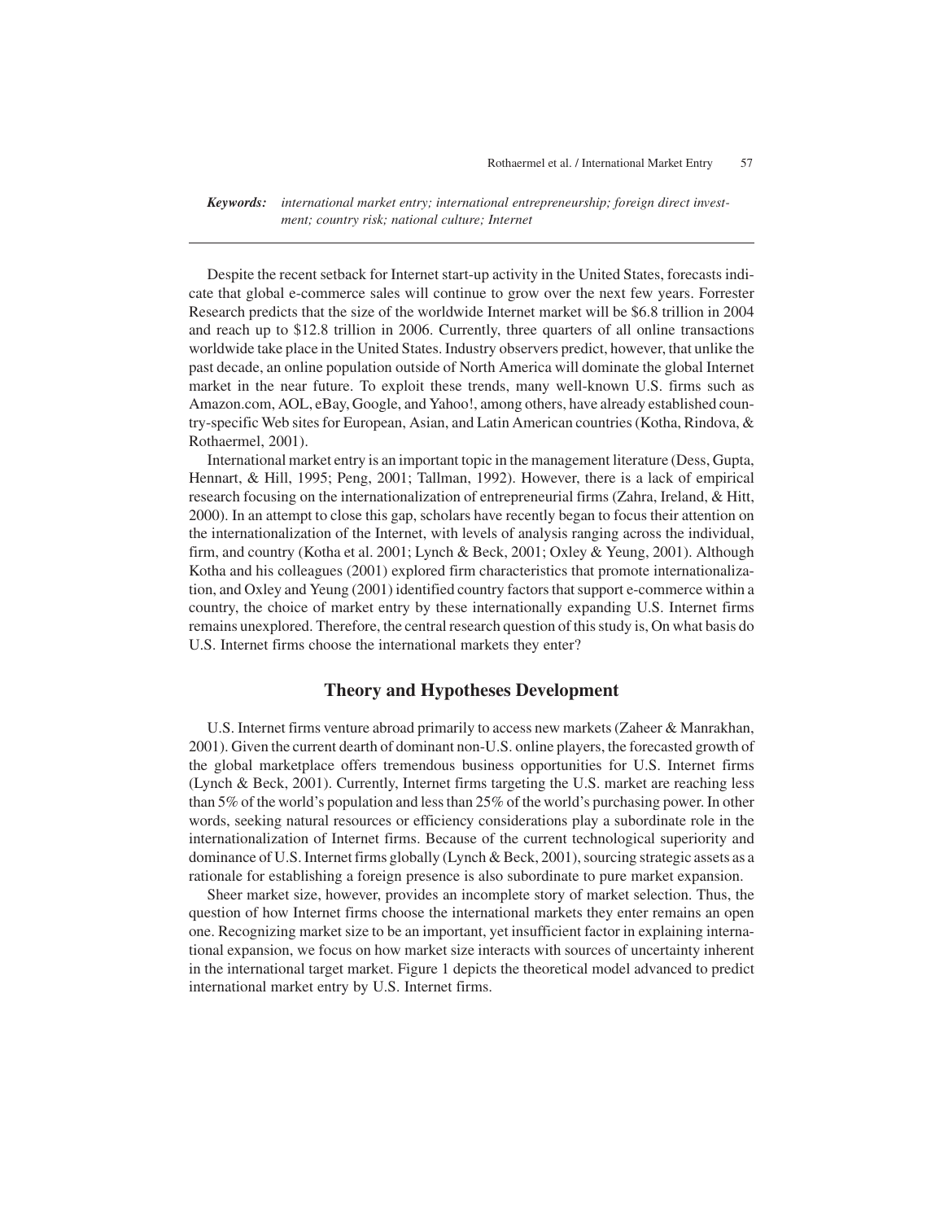*Keywords:* *international market entry; international entrepreneurship; foreign direct investment; country risk; national culture; Internet*

Despite the recent setback for Internet start-up activity in the United States, forecasts indicate that global e-commerce sales will continue to grow over the next few years. Forrester Research predicts that the size of the worldwide Internet market will be $6.8 trillion in 2004 and reach up to $12.8 trillion in 2006. Currently, three quarters of all online transactions worldwide take place in the United States. Industry observers predict, however, that unlike the past decade, an online population outside of North America will dominate the global Internet market in the near future. To exploit these trends, many well-known U.S. firms such as Amazon.com, AOL, eBay, Google, and Yahoo!, among others, have already established country-specific Web sites for European, Asian, and Latin American countries (Kotha, Rindova, & Rothaermel, 2001).

International market entry is an important topic in the management literature (Dess, Gupta, Hennart, & Hill, 1995; Peng, 2001; Tallman, 1992). However, there is a lack of empirical research focusing on the internationalization of entrepreneurial firms (Zahra, Ireland, & Hitt, 2000). In an attempt to close this gap, scholars have recently began to focus their attention on the internationalization of the Internet, with levels of analysis ranging across the individual, firm, and country (Kotha et al. 2001; Lynch & Beck, 2001; Oxley & Yeung, 2001). Although Kotha and his colleagues (2001) explored firm characteristics that promote internationalization, and Oxley and Yeung (2001) identified country factors that support e-commerce within a country, the choice of market entry by these internationally expanding U.S. Internet firms remains unexplored. Therefore, the central research question of this study is, On what basis do U.S. Internet firms choose the international markets they enter?

## Theory and Hypotheses Development

U.S. Internet firms venture abroad primarily to access new markets (Zaheer & Manrakhan, 2001). Given the current dearth of dominant non-U.S. online players, the forecasted growth of the global marketplace offers tremendous business opportunities for U.S. Internet firms (Lynch & Beck, 2001). Currently, Internet firms targeting the U.S. market are reaching less than 5% of the world's population and less than 25% of the world's purchasing power. In other words, seeking natural resources or efficiency considerations play a subordinate role in the internationalization of Internet firms. Because of the current technological superiority and dominance of U.S. Internet firms globally (Lynch & Beck, 2001), sourcing strategic assets as a rationale for establishing a foreign presence is also subordinate to pure market expansion.

Sheer market size, however, provides an incomplete story of market selection. Thus, the question of how Internet firms choose the international markets they enter remains an open one. Recognizing market size to be an important, yet insufficient factor in explaining international expansion, we focus on how market size interacts with sources of uncertainty inherent in the international target market. Figure 1 depicts the theoretical model advanced to predict international market entry by U.S. Internet firms.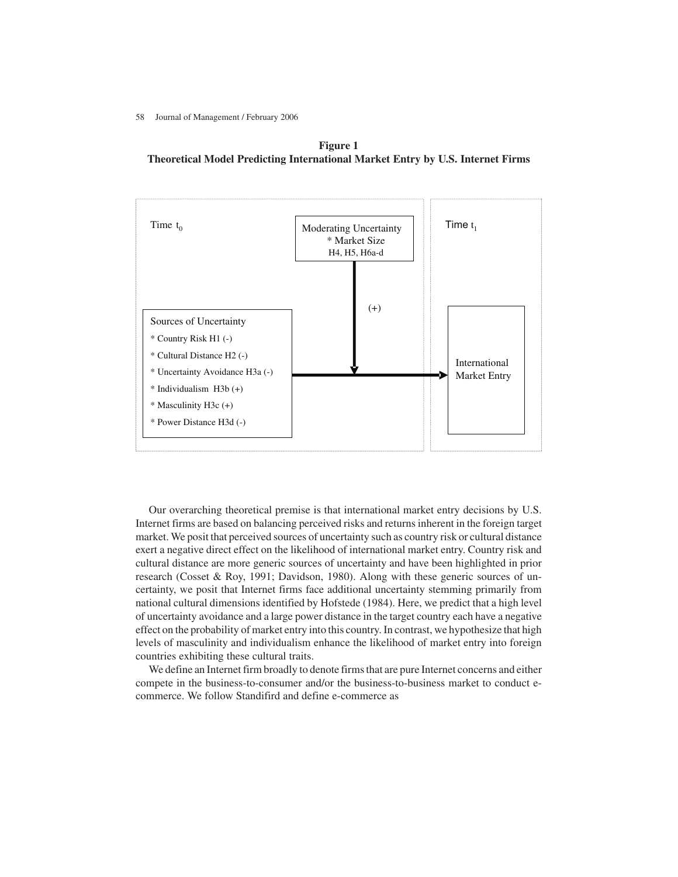**Figure 1**
**Theoretical Model Predicting International Market Entry by U.S. Internet Firms**

Time $t_0$

Moderating Uncertainty
* Market Size
H4, H5, H6a-d

(+)

Sources of Uncertainty
* Country Risk H1 (-)
* Cultural Distance H2 (-)
* Uncertainty Avoidance H3a (-)
* Individualism H3b (+)
* Masculinity H3c (+)
* Power Distance H3d (-)

Time $t_1$

International Market Entry

Our overarching theoretical premise is that international market entry decisions by U.S. Internet firms are based on balancing perceived risks and returns inherent in the foreign target market. We posit that perceived sources of uncertainty such as country risk or cultural distance exert a negative direct effect on the likelihood of international market entry. Country risk and cultural distance are more generic sources of uncertainty and have been highlighted in prior research (Cosset & Roy, 1991; Davidson, 1980). Along with these generic sources of uncertainty, we posit that Internet firms face additional uncertainty stemming primarily from national cultural dimensions identified by Hofstede (1984). Here, we predict that a high level of uncertainty avoidance and a large power distance in the target country each have a negative effect on the probability of market entry into this country. In contrast, we hypothesize that high levels of masculinity and individualism enhance the likelihood of market entry into foreign countries exhibiting these cultural traits.

We define an Internet firm broadly to denote firms that are pure Internet concerns and either compete in the business-to-consumer and/or the business-to-business market to conduct e-commerce. We follow Standifird and define e-commerce as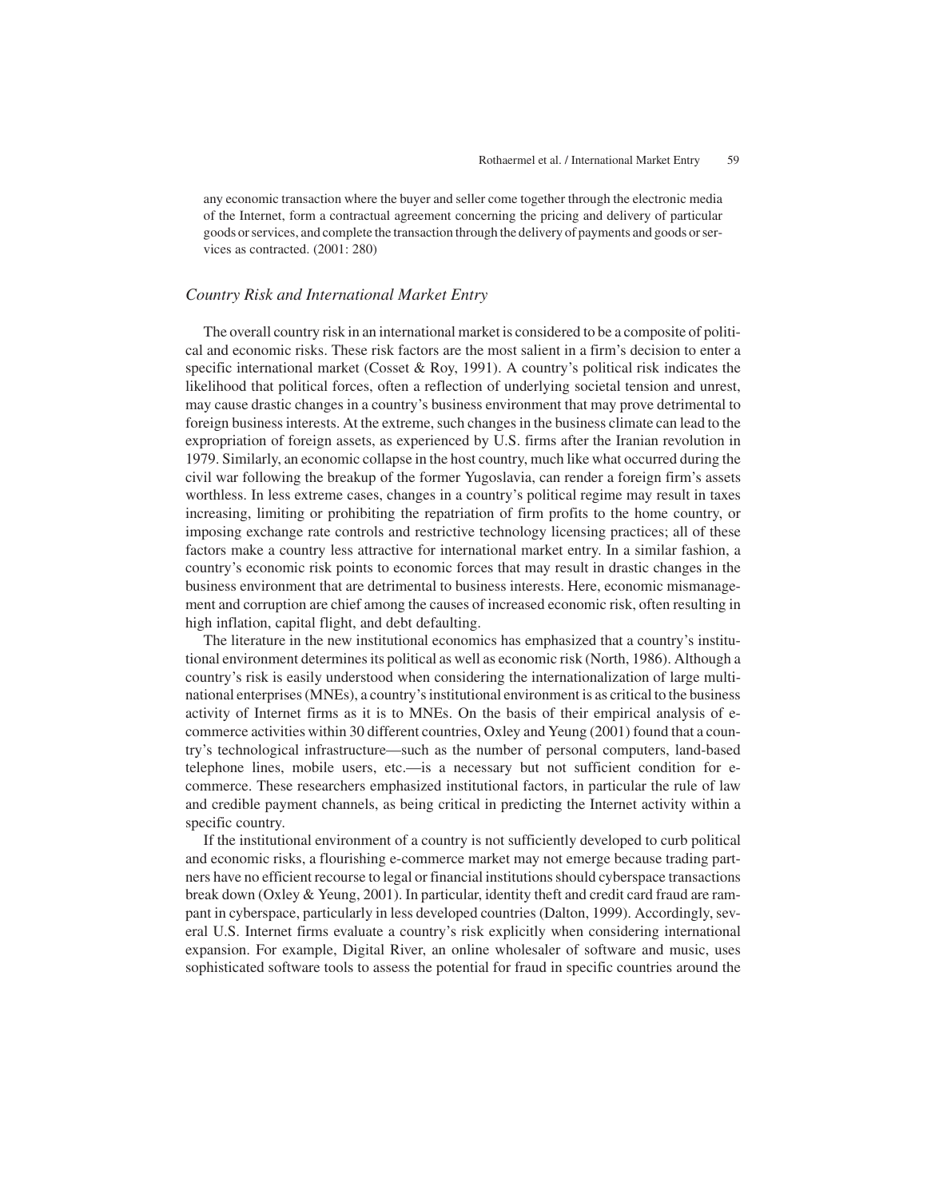any economic transaction where the buyer and seller come together through the electronic media of the Internet, form a contractual agreement concerning the pricing and delivery of particular goods or services, and complete the transaction through the delivery of payments and goods or services as contracted. (2001: 280)

### *Country Risk and International Market Entry*

The overall country risk in an international market is considered to be a composite of political and economic risks. These risk factors are the most salient in a firm's decision to enter a specific international market (Cosset & Roy, 1991). A country's political risk indicates the likelihood that political forces, often a reflection of underlying societal tension and unrest, may cause drastic changes in a country's business environment that may prove detrimental to foreign business interests. At the extreme, such changes in the business climate can lead to the expropriation of foreign assets, as experienced by U.S. firms after the Iranian revolution in 1979. Similarly, an economic collapse in the host country, much like what occurred during the civil war following the breakup of the former Yugoslavia, can render a foreign firm's assets worthless. In less extreme cases, changes in a country's political regime may result in taxes increasing, limiting or prohibiting the repatriation of firm profits to the home country, or imposing exchange rate controls and restrictive technology licensing practices; all of these factors make a country less attractive for international market entry. In a similar fashion, a country's economic risk points to economic forces that may result in drastic changes in the business environment that are detrimental to business interests. Here, economic mismanagement and corruption are chief among the causes of increased economic risk, often resulting in high inflation, capital flight, and debt defaulting.

The literature in the new institutional economics has emphasized that a country's institutional environment determines its political as well as economic risk (North, 1986). Although a country's risk is easily understood when considering the internationalization of large multinational enterprises (MNEs), a country's institutional environment is as critical to the business activity of Internet firms as it is to MNEs. On the basis of their empirical analysis of e-commerce activities within 30 different countries, Oxley and Yeung (2001) found that a country's technological infrastructure—such as the number of personal computers, land-based telephone lines, mobile users, etc.—is a necessary but not sufficient condition for e-commerce. These researchers emphasized institutional factors, in particular the rule of law and credible payment channels, as being critical in predicting the Internet activity within a specific country.

If the institutional environment of a country is not sufficiently developed to curb political and economic risks, a flourishing e-commerce market may not emerge because trading partners have no efficient recourse to legal or financial institutions should cyberspace transactions break down (Oxley & Yeung, 2001). In particular, identity theft and credit card fraud are rampant in cyberspace, particularly in less developed countries (Dalton, 1999). Accordingly, several U.S. Internet firms evaluate a country's risk explicitly when considering international expansion. For example, Digital River, an online wholesaler of software and music, uses sophisticated software tools to assess the potential for fraud in specific countries around the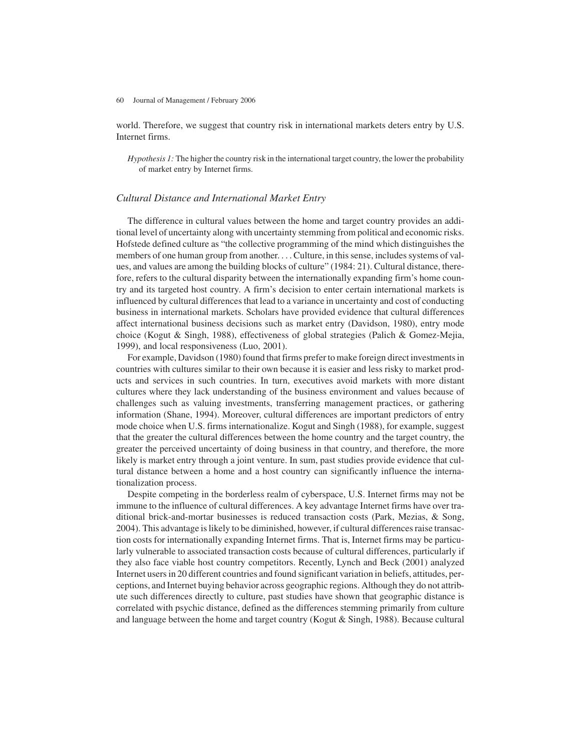world. Therefore, we suggest that country risk in international markets deters entry by U.S. Internet firms.

> *Hypothesis 1:* The higher the country risk in the international target country, the lower the probability of market entry by Internet firms.

### *Cultural Distance and International Market Entry*

The difference in cultural values between the home and target country provides an additional level of uncertainty along with uncertainty stemming from political and economic risks. Hofstede defined culture as "the collective programming of the mind which distinguishes the members of one human group from another. . . . Culture, in this sense, includes systems of values, and values are among the building blocks of culture" (1984: 21). Cultural distance, therefore, refers to the cultural disparity between the internationally expanding firm's home country and its targeted host country. A firm's decision to enter certain international markets is influenced by cultural differences that lead to a variance in uncertainty and cost of conducting business in international markets. Scholars have provided evidence that cultural differences affect international business decisions such as market entry (Davidson, 1980), entry mode choice (Kogut & Singh, 1988), effectiveness of global strategies (Palich & Gomez-Mejia, 1999), and local responsiveness (Luo, 2001).

For example, Davidson (1980) found that firms prefer to make foreign direct investments in countries with cultures similar to their own because it is easier and less risky to market products and services in such countries. In turn, executives avoid markets with more distant cultures where they lack understanding of the business environment and values because of challenges such as valuing investments, transferring management practices, or gathering information (Shane, 1994). Moreover, cultural differences are important predictors of entry mode choice when U.S. firms internationalize. Kogut and Singh (1988), for example, suggest that the greater the cultural differences between the home country and the target country, the greater the perceived uncertainty of doing business in that country, and therefore, the more likely is market entry through a joint venture. In sum, past studies provide evidence that cultural distance between a home and a host country can significantly influence the internationalization process.

Despite competing in the borderless realm of cyberspace, U.S. Internet firms may not be immune to the influence of cultural differences. A key advantage Internet firms have over traditional brick-and-mortar businesses is reduced transaction costs (Park, Mezias, & Song, 2004). This advantage is likely to be diminished, however, if cultural differences raise transaction costs for internationally expanding Internet firms. That is, Internet firms may be particularly vulnerable to associated transaction costs because of cultural differences, particularly if they also face viable host country competitors. Recently, Lynch and Beck (2001) analyzed Internet users in 20 different countries and found significant variation in beliefs, attitudes, perceptions, and Internet buying behavior across geographic regions. Although they do not attribute such differences directly to culture, past studies have shown that geographic distance is correlated with psychic distance, defined as the differences stemming primarily from culture and language between the home and target country (Kogut & Singh, 1988). Because cultural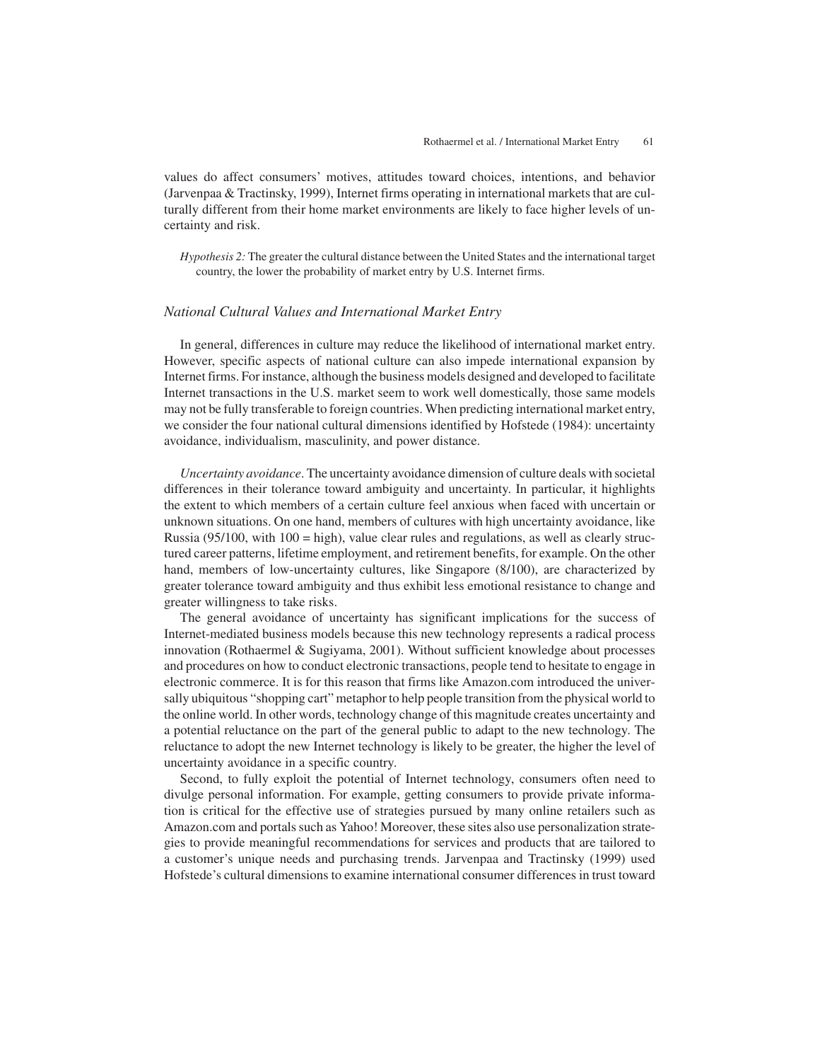values do affect consumers' motives, attitudes toward choices, intentions, and behavior (Jarvenpaa & Tractinsky, 1999), Internet firms operating in international markets that are culturally different from their home market environments are likely to face higher levels of uncertainty and risk.

> *Hypothesis 2:* The greater the cultural distance between the United States and the international target country, the lower the probability of market entry by U.S. Internet firms.

### *National Cultural Values and International Market Entry*

In general, differences in culture may reduce the likelihood of international market entry. However, specific aspects of national culture can also impede international expansion by Internet firms. For instance, although the business models designed and developed to facilitate Internet transactions in the U.S. market seem to work well domestically, those same models may not be fully transferable to foreign countries. When predicting international market entry, we consider the four national cultural dimensions identified by Hofstede (1984): uncertainty avoidance, individualism, masculinity, and power distance.

*Uncertainty avoidance*. The uncertainty avoidance dimension of culture deals with societal differences in their tolerance toward ambiguity and uncertainty. In particular, it highlights the extent to which members of a certain culture feel anxious when faced with uncertain or unknown situations. On one hand, members of cultures with high uncertainty avoidance, like Russia (95/100, with 100 = high), value clear rules and regulations, as well as clearly structured career patterns, lifetime employment, and retirement benefits, for example. On the other hand, members of low-uncertainty cultures, like Singapore (8/100), are characterized by greater tolerance toward ambiguity and thus exhibit less emotional resistance to change and greater willingness to take risks.

The general avoidance of uncertainty has significant implications for the success of Internet-mediated business models because this new technology represents a radical process innovation (Rothaermel & Sugiyama, 2001). Without sufficient knowledge about processes and procedures on how to conduct electronic transactions, people tend to hesitate to engage in electronic commerce. It is for this reason that firms like Amazon.com introduced the universally ubiquitous "shopping cart" metaphor to help people transition from the physical world to the online world. In other words, technology change of this magnitude creates uncertainty and a potential reluctance on the part of the general public to adapt to the new technology. The reluctance to adopt the new Internet technology is likely to be greater, the higher the level of uncertainty avoidance in a specific country.

Second, to fully exploit the potential of Internet technology, consumers often need to divulge personal information. For example, getting consumers to provide private information is critical for the effective use of strategies pursued by many online retailers such as Amazon.com and portals such as Yahoo! Moreover, these sites also use personalization strategies to provide meaningful recommendations for services and products that are tailored to a customer's unique needs and purchasing trends. Jarvenpaa and Tractinsky (1999) used Hofstede's cultural dimensions to examine international consumer differences in trust toward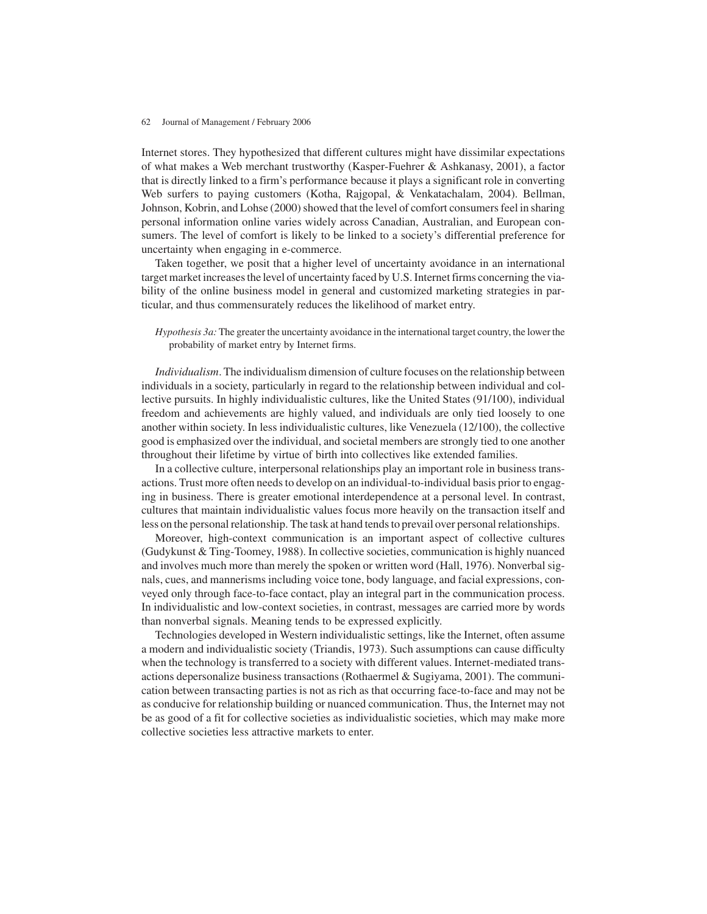Internet stores. They hypothesized that different cultures might have dissimilar expectations of what makes a Web merchant trustworthy (Kasper-Fuehrer & Ashkanasy, 2001), a factor that is directly linked to a firm's performance because it plays a significant role in converting Web surfers to paying customers (Kotha, Rajgopal, & Venkatachalam, 2004). Bellman, Johnson, Kobrin, and Lohse (2000) showed that the level of comfort consumers feel in sharing personal information online varies widely across Canadian, Australian, and European consumers. The level of comfort is likely to be linked to a society's differential preference for uncertainty when engaging in e-commerce.

Taken together, we posit that a higher level of uncertainty avoidance in an international target market increases the level of uncertainty faced by U.S. Internet firms concerning the viability of the online business model in general and customized marketing strategies in particular, and thus commensurately reduces the likelihood of market entry.

> *Hypothesis 3a:* The greater the uncertainty avoidance in the international target country, the lower the probability of market entry by Internet firms.

*Individualism*. The individualism dimension of culture focuses on the relationship between individuals in a society, particularly in regard to the relationship between individual and collective pursuits. In highly individualistic cultures, like the United States (91/100), individual freedom and achievements are highly valued, and individuals are only tied loosely to one another within society. In less individualistic cultures, like Venezuela (12/100), the collective good is emphasized over the individual, and societal members are strongly tied to one another throughout their lifetime by virtue of birth into collectives like extended families.

In a collective culture, interpersonal relationships play an important role in business transactions. Trust more often needs to develop on an individual-to-individual basis prior to engaging in business. There is greater emotional interdependence at a personal level. In contrast, cultures that maintain individualistic values focus more heavily on the transaction itself and less on the personal relationship. The task at hand tends to prevail over personal relationships.

Moreover, high-context communication is an important aspect of collective cultures (Gudykunst & Ting-Toomey, 1988). In collective societies, communication is highly nuanced and involves much more than merely the spoken or written word (Hall, 1976). Nonverbal signals, cues, and mannerisms including voice tone, body language, and facial expressions, conveyed only through face-to-face contact, play an integral part in the communication process. In individualistic and low-context societies, in contrast, messages are carried more by words than nonverbal signals. Meaning tends to be expressed explicitly.

Technologies developed in Western individualistic settings, like the Internet, often assume a modern and individualistic society (Triandis, 1973). Such assumptions can cause difficulty when the technology is transferred to a society with different values. Internet-mediated transactions depersonalize business transactions (Rothaermel & Sugiyama, 2001). The communication between transacting parties is not as rich as that occurring face-to-face and may not be as conducive for relationship building or nuanced communication. Thus, the Internet may not be as good of a fit for collective societies as individualistic societies, which may make more collective societies less attractive markets to enter.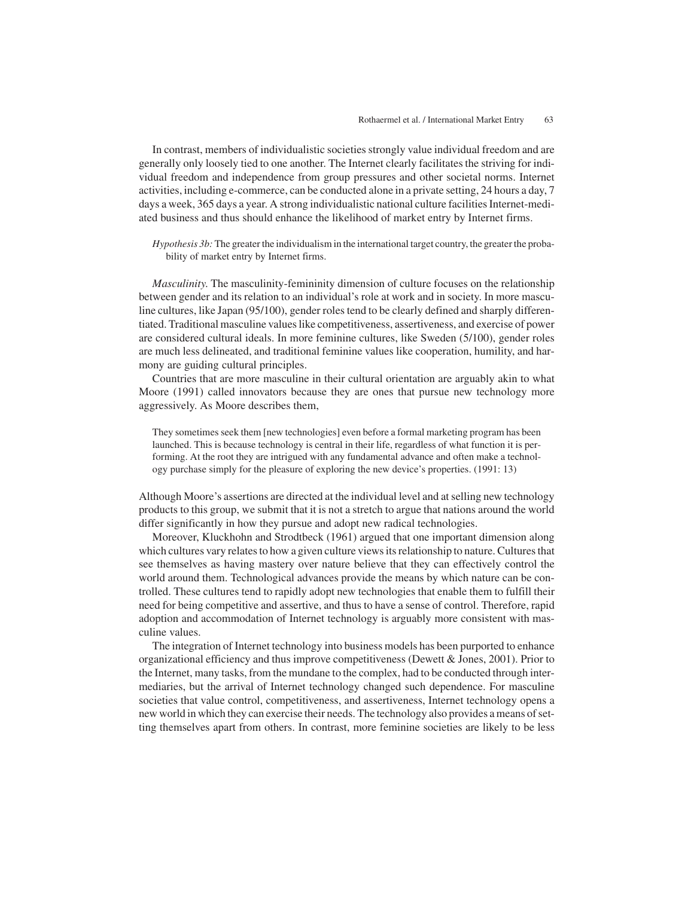In contrast, members of individualistic societies strongly value individual freedom and are generally only loosely tied to one another. The Internet clearly facilitates the striving for individual freedom and independence from group pressures and other societal norms. Internet activities, including e-commerce, can be conducted alone in a private setting, 24 hours a day, 7 days a week, 365 days a year. A strong individualistic national culture facilities Internet-mediated business and thus should enhance the likelihood of market entry by Internet firms.

> *Hypothesis 3b:* The greater the individualism in the international target country, the greater the probability of market entry by Internet firms.

*Masculinity.* The masculinity-femininity dimension of culture focuses on the relationship between gender and its relation to an individual's role at work and in society. In more masculine cultures, like Japan (95/100), gender roles tend to be clearly defined and sharply differentiated. Traditional masculine values like competitiveness, assertiveness, and exercise of power are considered cultural ideals. In more feminine cultures, like Sweden (5/100), gender roles are much less delineated, and traditional feminine values like cooperation, humility, and harmony are guiding cultural principles.

Countries that are more masculine in their cultural orientation are arguably akin to what Moore (1991) called innovators because they are ones that pursue new technology more aggressively. As Moore describes them,

> They sometimes seek them [new technologies] even before a formal marketing program has been launched. This is because technology is central in their life, regardless of what function it is performing. At the root they are intrigued with any fundamental advance and often make a technology purchase simply for the pleasure of exploring the new device's properties. (1991: 13)

Although Moore's assertions are directed at the individual level and at selling new technology products to this group, we submit that it is not a stretch to argue that nations around the world differ significantly in how they pursue and adopt new radical technologies.

Moreover, Kluckhohn and Strodtbeck (1961) argued that one important dimension along which cultures vary relates to how a given culture views its relationship to nature. Cultures that see themselves as having mastery over nature believe that they can effectively control the world around them. Technological advances provide the means by which nature can be controlled. These cultures tend to rapidly adopt new technologies that enable them to fulfill their need for being competitive and assertive, and thus to have a sense of control. Therefore, rapid adoption and accommodation of Internet technology is arguably more consistent with masculine values.

The integration of Internet technology into business models has been purported to enhance organizational efficiency and thus improve competitiveness (Dewett & Jones, 2001). Prior to the Internet, many tasks, from the mundane to the complex, had to be conducted through intermediaries, but the arrival of Internet technology changed such dependence. For masculine societies that value control, competitiveness, and assertiveness, Internet technology opens a new world in which they can exercise their needs. The technology also provides a means of setting themselves apart from others. In contrast, more feminine societies are likely to be less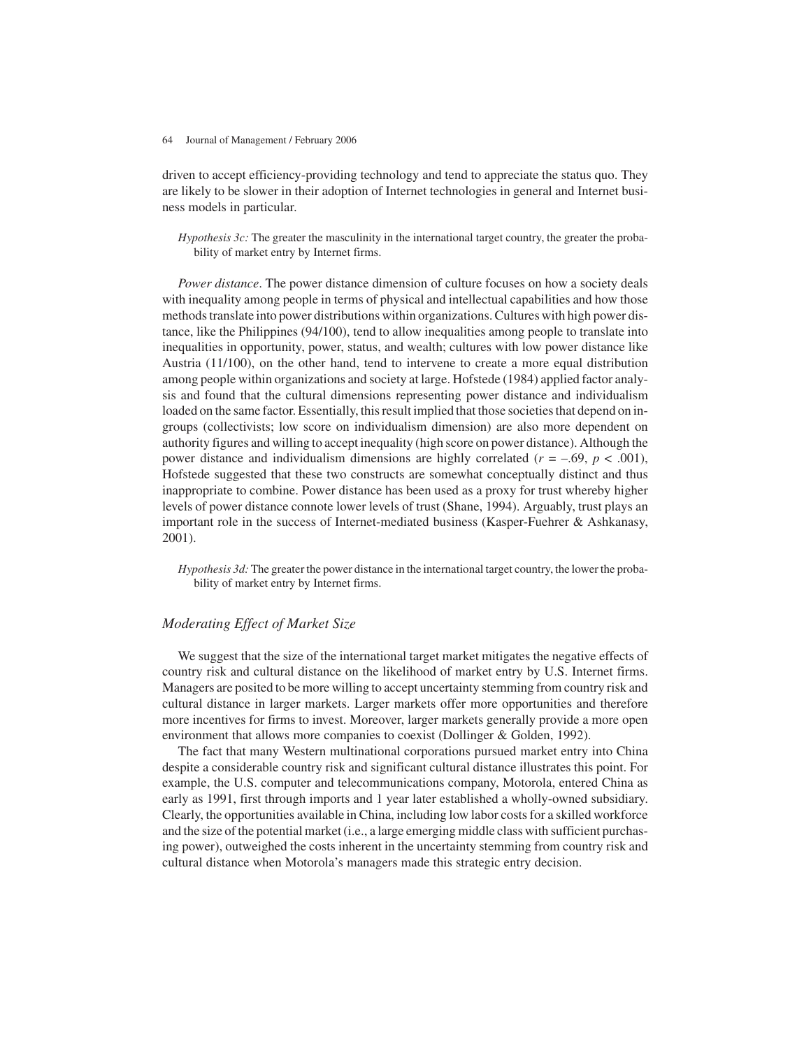driven to accept efficiency-providing technology and tend to appreciate the status quo. They are likely to be slower in their adoption of Internet technologies in general and Internet business models in particular.

> *Hypothesis 3c:* The greater the masculinity in the international target country, the greater the probability of market entry by Internet firms.

*Power distance*. The power distance dimension of culture focuses on how a society deals with inequality among people in terms of physical and intellectual capabilities and how those methods translate into power distributions within organizations. Cultures with high power distance, like the Philippines (94/100), tend to allow inequalities among people to translate into inequalities in opportunity, power, status, and wealth; cultures with low power distance like Austria (11/100), on the other hand, tend to intervene to create a more equal distribution among people within organizations and society at large. Hofstede (1984) applied factor analysis and found that the cultural dimensions representing power distance and individualism loaded on the same factor. Essentially, this result implied that those societies that depend on in-groups (collectivists; low score on individualism dimension) are also more dependent on authority figures and willing to accept inequality (high score on power distance). Although the power distance and individualism dimensions are highly correlated ($r = -.69$, $p < .001$), Hofstede suggested that these two constructs are somewhat conceptually distinct and thus inappropriate to combine. Power distance has been used as a proxy for trust whereby higher levels of power distance connote lower levels of trust (Shane, 1994). Arguably, trust plays an important role in the success of Internet-mediated business (Kasper-Fuehrer & Ashkanasy, 2001).

> *Hypothesis 3d:* The greater the power distance in the international target country, the lower the probability of market entry by Internet firms.

### *Moderating Effect of Market Size*

We suggest that the size of the international target market mitigates the negative effects of country risk and cultural distance on the likelihood of market entry by U.S. Internet firms. Managers are posited to be more willing to accept uncertainty stemming from country risk and cultural distance in larger markets. Larger markets offer more opportunities and therefore more incentives for firms to invest. Moreover, larger markets generally provide a more open environment that allows more companies to coexist (Dollinger & Golden, 1992).

The fact that many Western multinational corporations pursued market entry into China despite a considerable country risk and significant cultural distance illustrates this point. For example, the U.S. computer and telecommunications company, Motorola, entered China as early as 1991, first through imports and 1 year later established a wholly-owned subsidiary. Clearly, the opportunities available in China, including low labor costs for a skilled workforce and the size of the potential market (i.e., a large emerging middle class with sufficient purchasing power), outweighed the costs inherent in the uncertainty stemming from country risk and cultural distance when Motorola's managers made this strategic entry decision.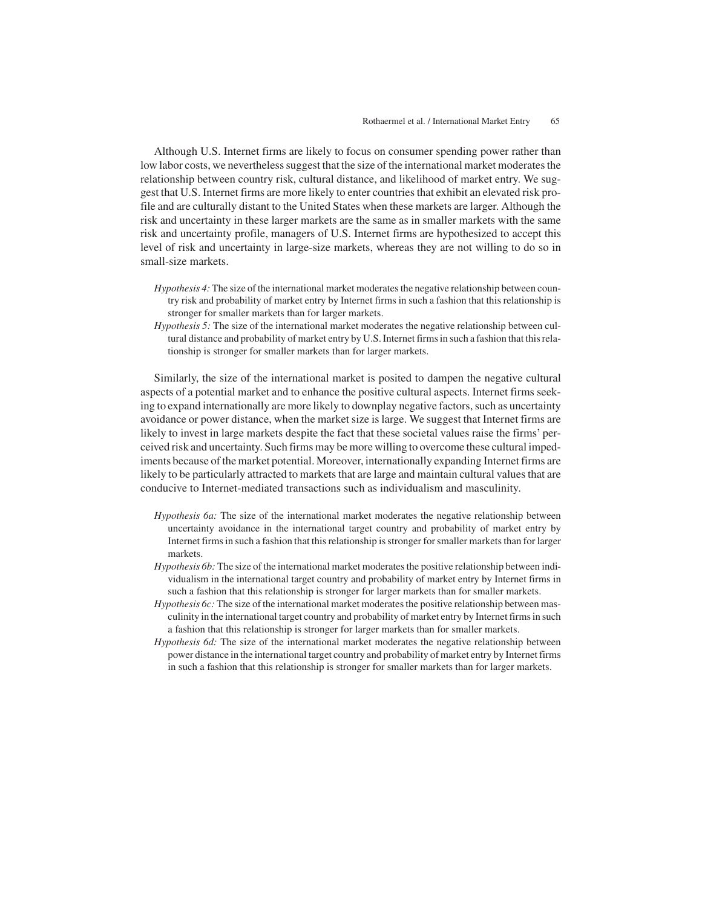Although U.S. Internet firms are likely to focus on consumer spending power rather than low labor costs, we nevertheless suggest that the size of the international market moderates the relationship between country risk, cultural distance, and likelihood of market entry. We suggest that U.S. Internet firms are more likely to enter countries that exhibit an elevated risk profile and are culturally distant to the United States when these markets are larger. Although the risk and uncertainty in these larger markets are the same as in smaller markets with the same risk and uncertainty profile, managers of U.S. Internet firms are hypothesized to accept this level of risk and uncertainty in large-size markets, whereas they are not willing to do so in small-size markets.

> *Hypothesis 4:* The size of the international market moderates the negative relationship between country risk and probability of market entry by Internet firms in such a fashion that this relationship is stronger for smaller markets than for larger markets.
>
> *Hypothesis 5:* The size of the international market moderates the negative relationship between cultural distance and probability of market entry by U.S. Internet firms in such a fashion that this relationship is stronger for smaller markets than for larger markets.

Similarly, the size of the international market is posited to dampen the negative cultural aspects of a potential market and to enhance the positive cultural aspects. Internet firms seeking to expand internationally are more likely to downplay negative factors, such as uncertainty avoidance or power distance, when the market size is large. We suggest that Internet firms are likely to invest in large markets despite the fact that these societal values raise the firms' perceived risk and uncertainty. Such firms may be more willing to overcome these cultural impediments because of the market potential. Moreover, internationally expanding Internet firms are likely to be particularly attracted to markets that are large and maintain cultural values that are conducive to Internet-mediated transactions such as individualism and masculinity.

> *Hypothesis 6a:* The size of the international market moderates the negative relationship between uncertainty avoidance in the international target country and probability of market entry by Internet firms in such a fashion that this relationship is stronger for smaller markets than for larger markets.
>
> *Hypothesis 6b:* The size of the international market moderates the positive relationship between individualism in the international target country and probability of market entry by Internet firms in such a fashion that this relationship is stronger for larger markets than for smaller markets.
>
> *Hypothesis 6c:* The size of the international market moderates the positive relationship between masculinity in the international target country and probability of market entry by Internet firms in such a fashion that this relationship is stronger for larger markets than for smaller markets.
>
> *Hypothesis 6d:* The size of the international market moderates the negative relationship between power distance in the international target country and probability of market entry by Internet firms in such a fashion that this relationship is stronger for smaller markets than for larger markets.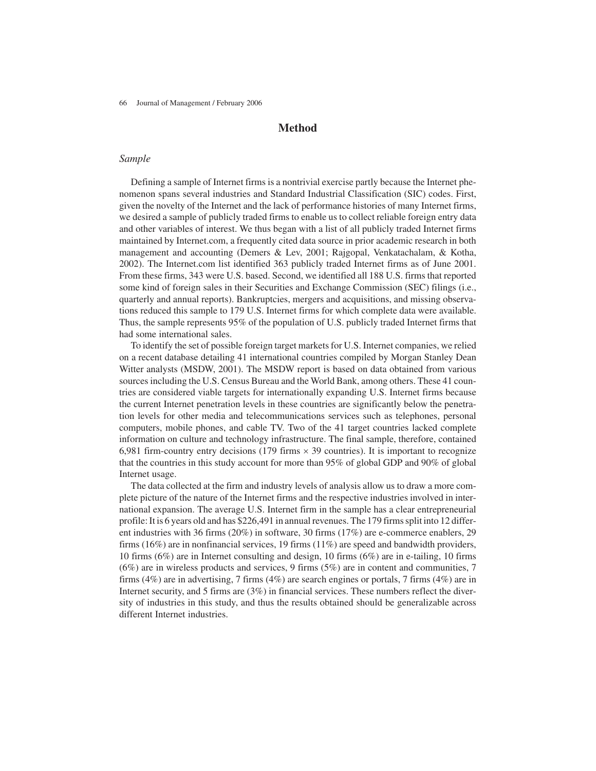## Method

### *Sample*

Defining a sample of Internet firms is a nontrivial exercise partly because the Internet phenomenon spans several industries and Standard Industrial Classification (SIC) codes. First, given the novelty of the Internet and the lack of performance histories of many Internet firms, we desired a sample of publicly traded firms to enable us to collect reliable foreign entry data and other variables of interest. We thus began with a list of all publicly traded Internet firms maintained by Internet.com, a frequently cited data source in prior academic research in both management and accounting (Demers & Lev, 2001; Rajgopal, Venkatachalam, & Kotha, 2002). The Internet.com list identified 363 publicly traded Internet firms as of June 2001. From these firms, 343 were U.S. based. Second, we identified all 188 U.S. firms that reported some kind of foreign sales in their Securities and Exchange Commission (SEC) filings (i.e., quarterly and annual reports). Bankruptcies, mergers and acquisitions, and missing observations reduced this sample to 179 U.S. Internet firms for which complete data were available. Thus, the sample represents 95% of the population of U.S. publicly traded Internet firms that had some international sales.

To identify the set of possible foreign target markets for U.S. Internet companies, we relied on a recent database detailing 41 international countries compiled by Morgan Stanley Dean Witter analysts (MSDW, 2001). The MSDW report is based on data obtained from various sources including the U.S. Census Bureau and the World Bank, among others. These 41 countries are considered viable targets for internationally expanding U.S. Internet firms because the current Internet penetration levels in these countries are significantly below the penetration levels for other media and telecommunications services such as telephones, personal computers, mobile phones, and cable TV. Two of the 41 target countries lacked complete information on culture and technology infrastructure. The final sample, therefore, contained 6,981 firm-country entry decisions (179 firms $\times$ 39 countries). It is important to recognize that the countries in this study account for more than 95% of global GDP and 90% of global Internet usage.

The data collected at the firm and industry levels of analysis allow us to draw a more complete picture of the nature of the Internet firms and the respective industries involved in international expansion. The average U.S. Internet firm in the sample has a clear entrepreneurial profile: It is 6 years old and has $226,491 in annual revenues. The 179 firms split into 12 different industries with 36 firms (20%) in software, 30 firms (17%) are e-commerce enablers, 29 firms (16%) are in nonfinancial services, 19 firms (11%) are speed and bandwidth providers, 10 firms (6%) are in Internet consulting and design, 10 firms (6%) are in e-tailing, 10 firms (6%) are in wireless products and services, 9 firms (5%) are in content and communities, 7 firms (4%) are in advertising, 7 firms (4%) are search engines or portals, 7 firms (4%) are in Internet security, and 5 firms are (3%) in financial services. These numbers reflect the diversity of industries in this study, and thus the results obtained should be generalizable across different Internet industries.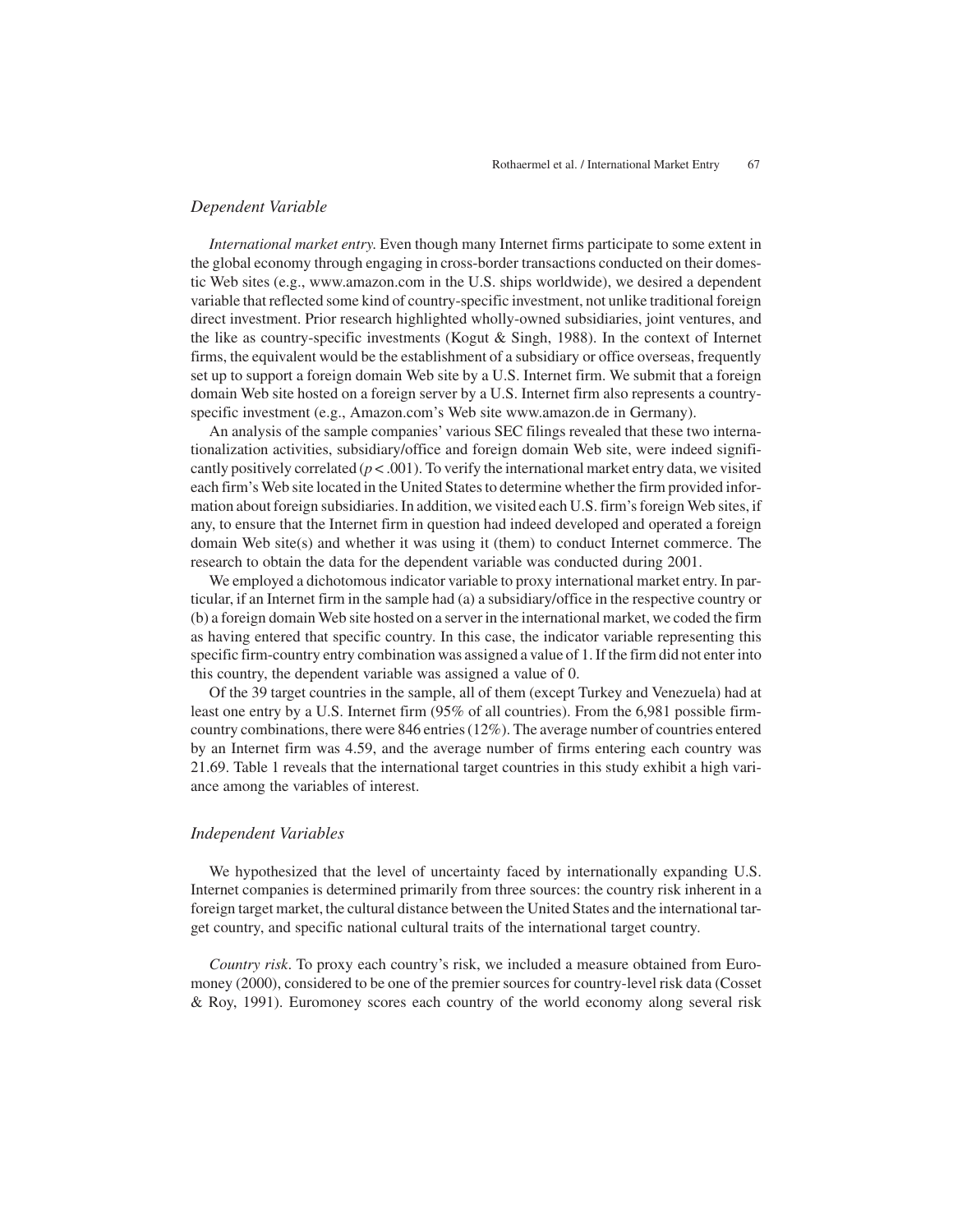### *Dependent Variable*

*International market entry.* Even though many Internet firms participate to some extent in the global economy through engaging in cross-border transactions conducted on their domestic Web sites (e.g., www.amazon.com in the U.S. ships worldwide), we desired a dependent variable that reflected some kind of country-specific investment, not unlike traditional foreign direct investment. Prior research highlighted wholly-owned subsidiaries, joint ventures, and the like as country-specific investments (Kogut & Singh, 1988). In the context of Internet firms, the equivalent would be the establishment of a subsidiary or office overseas, frequently set up to support a foreign domain Web site by a U.S. Internet firm. We submit that a foreign domain Web site hosted on a foreign server by a U.S. Internet firm also represents a country-specific investment (e.g., Amazon.com's Web site www.amazon.de in Germany).

An analysis of the sample companies' various SEC filings revealed that these two internationalization activities, subsidiary/office and foreign domain Web site, were indeed significantly positively correlated ($p < .001$). To verify the international market entry data, we visited each firm's Web site located in the United States to determine whether the firm provided information about foreign subsidiaries. In addition, we visited each U.S. firm's foreign Web sites, if any, to ensure that the Internet firm in question had indeed developed and operated a foreign domain Web site(s) and whether it was using it (them) to conduct Internet commerce. The research to obtain the data for the dependent variable was conducted during 2001.

We employed a dichotomous indicator variable to proxy international market entry. In particular, if an Internet firm in the sample had (a) a subsidiary/office in the respective country or (b) a foreign domain Web site hosted on a server in the international market, we coded the firm as having entered that specific country. In this case, the indicator variable representing this specific firm-country entry combination was assigned a value of 1. If the firm did not enter into this country, the dependent variable was assigned a value of 0.

Of the 39 target countries in the sample, all of them (except Turkey and Venezuela) had at least one entry by a U.S. Internet firm (95% of all countries). From the 6,981 possible firm-country combinations, there were 846 entries (12%). The average number of countries entered by an Internet firm was 4.59, and the average number of firms entering each country was 21.69. Table 1 reveals that the international target countries in this study exhibit a high variance among the variables of interest.

### *Independent Variables*

We hypothesized that the level of uncertainty faced by internationally expanding U.S. Internet companies is determined primarily from three sources: the country risk inherent in a foreign target market, the cultural distance between the United States and the international target country, and specific national cultural traits of the international target country.

*Country risk*. To proxy each country's risk, we included a measure obtained from Euromoney (2000), considered to be one of the premier sources for country-level risk data (Cosset & Roy, 1991). Euromoney scores each country of the world economy along several risk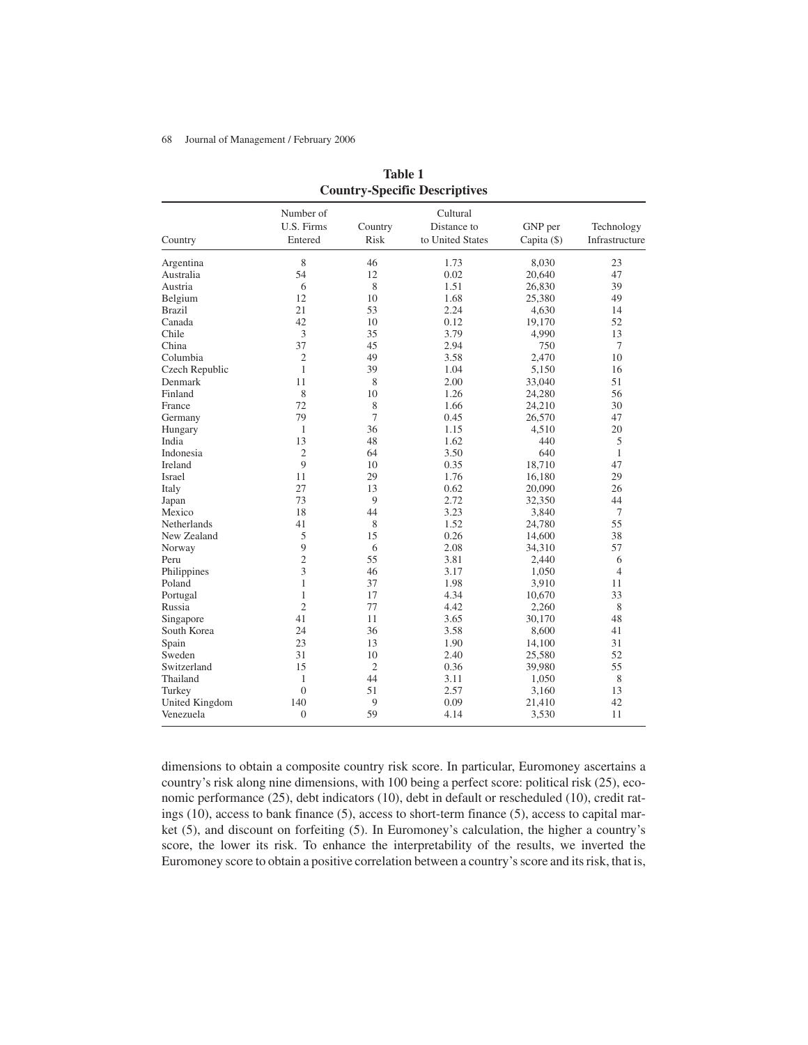**Table 1**
**Country-Specific Descriptives**

| Country | Number of U.S. Firms Entered | Country Risk | Cultural Distance to to United States | GNP per Capita ($) | Technology Infrastructure |
|---|---|---|---|---|---|
| Argentina | 8 | 46 | 1.73 | 8,030 | 23 |
| Australia | 54 | 12 | 0.02 | 20,640 | 47 |
| Austria | 6 | 8 | 1.51 | 26,830 | 39 |
| Belgium | 12 | 10 | 1.68 | 25,380 | 49 |
| Brazil | 21 | 53 | 2.24 | 4,630 | 14 |
| Canada | 42 | 10 | 0.12 | 19,170 | 52 |
| Chile | 3 | 35 | 3.79 | 4,990 | 13 |
| China | 37 | 45 | 2.94 | 750 | 7 |
| Columbia | 2 | 49 | 3.58 | 2,470 | 10 |
| Czech Republic | 1 | 39 | 1.04 | 5,150 | 16 |
| Denmark | 11 | 8 | 2.00 | 33,040 | 51 |
| Finland | 8 | 10 | 1.26 | 24,280 | 56 |
| France | 72 | 8 | 1.66 | 24,210 | 30 |
| Germany | 79 | 7 | 0.45 | 26,570 | 47 |
| Hungary | 1 | 36 | 1.15 | 4,510 | 20 |
| India | 13 | 48 | 1.62 | 440 | 5 |
| Indonesia | 2 | 64 | 3.50 | 640 | 1 |
| Ireland | 9 | 10 | 0.35 | 18,710 | 47 |
| Israel | 11 | 29 | 1.76 | 16,180 | 29 |
| Italy | 27 | 13 | 0.62 | 20,090 | 26 |
| Japan | 73 | 9 | 2.72 | 32,350 | 44 |
| Mexico | 18 | 44 | 3.23 | 3,840 | 7 |
| Netherlands | 41 | 8 | 1.52 | 24,780 | 55 |
| New Zealand | 5 | 15 | 0.26 | 14,600 | 38 |
| Norway | 9 | 6 | 2.08 | 34,310 | 57 |
| Peru | 2 | 55 | 3.81 | 2,440 | 6 |
| Philippines | 3 | 46 | 3.17 | 1,050 | 4 |
| Poland | 1 | 37 | 1.98 | 3,910 | 11 |
| Portugal | 1 | 17 | 4.34 | 10,670 | 33 |
| Russia | 2 | 77 | 4.42 | 2,260 | 8 |
| Singapore | 41 | 11 | 3.65 | 30,170 | 48 |
| South Korea | 24 | 36 | 3.58 | 8,600 | 41 |
| Spain | 23 | 13 | 1.90 | 14,100 | 31 |
| Sweden | 31 | 10 | 2.40 | 25,580 | 52 |
| Switzerland | 15 | 2 | 0.36 | 39,980 | 55 |
| Thailand | 1 | 44 | 3.11 | 1,050 | 8 |
| Turkey | 0 | 51 | 2.57 | 3,160 | 13 |
| United Kingdom | 140 | 9 | 0.09 | 21,410 | 42 |
| Venezuela | 0 | 59 | 4.14 | 3,530 | 11 |

dimensions to obtain a composite country risk score. In particular, Euromoney ascertains a country's risk along nine dimensions, with 100 being a perfect score: political risk (25), economic performance (25), debt indicators (10), debt in default or rescheduled (10), credit ratings (10), access to bank finance (5), access to short-term finance (5), access to capital market (5), and discount on forfeiting (5). In Euromoney's calculation, the higher a country's score, the lower its risk. To enhance the interpretability of the results, we inverted the Euromoney score to obtain a positive correlation between a country's score and its risk, that is,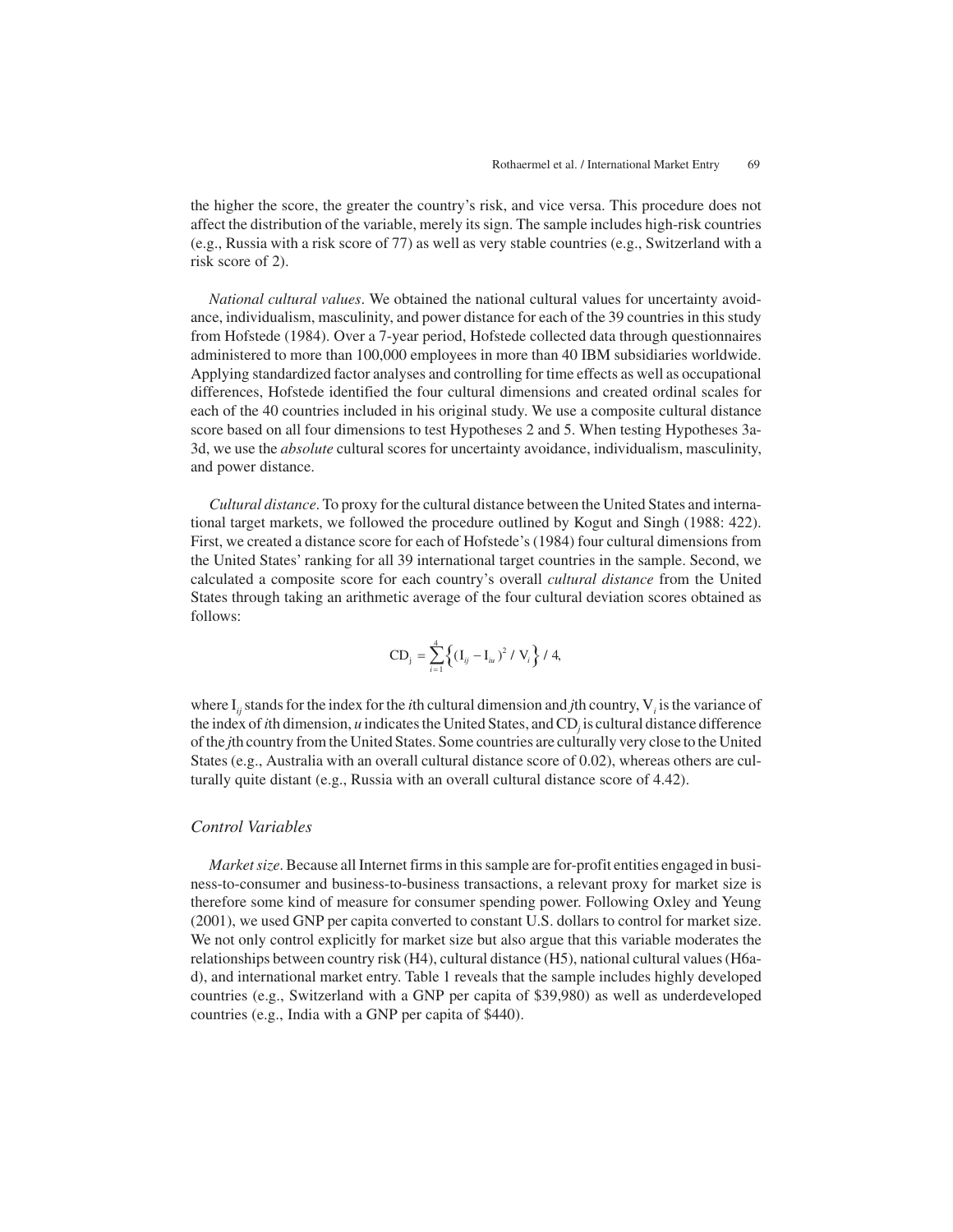the higher the score, the greater the country's risk, and vice versa. This procedure does not affect the distribution of the variable, merely its sign. The sample includes high-risk countries (e.g., Russia with a risk score of 77) as well as very stable countries (e.g., Switzerland with a risk score of 2).

*National cultural values*. We obtained the national cultural values for uncertainty avoidance, individualism, masculinity, and power distance for each of the 39 countries in this study from Hofstede (1984). Over a 7-year period, Hofstede collected data through questionnaires administered to more than 100,000 employees in more than 40 IBM subsidiaries worldwide. Applying standardized factor analyses and controlling for time effects as well as occupational differences, Hofstede identified the four cultural dimensions and created ordinal scales for each of the 40 countries included in his original study. We use a composite cultural distance score based on all four dimensions to test Hypotheses 2 and 5. When testing Hypotheses 3a-3d, we use the *absolute* cultural scores for uncertainty avoidance, individualism, masculinity, and power distance.

*Cultural distance*. To proxy for the cultural distance between the United States and international target markets, we followed the procedure outlined by Kogut and Singh (1988: 422). First, we created a distance score for each of Hofstede's (1984) four cultural dimensions from the United States' ranking for all 39 international target countries in the sample. Second, we calculated a composite score for each country's overall *cultural distance* from the United States through taking an arithmetic average of the four cultural deviation scores obtained as follows:

$$\mathrm{CD}_j = \sum_{i=1}^{4} \left\{ (\mathrm{I}_{ij} - \mathrm{I}_{iu})^2 / \mathrm{V}_i \right\} / 4,$$

where $\mathrm{I}_{ij}$ stands for the index for the *i*th cultural dimension and *j*th country, $\mathrm{V}_i$ is the variance of the index of *i*th dimension, *u* indicates the United States, and $\mathrm{CD}_j$ is cultural distance difference of the *j*th country from the United States. Some countries are culturally very close to the United States (e.g., Australia with an overall cultural distance score of 0.02), whereas others are culturally quite distant (e.g., Russia with an overall cultural distance score of 4.42).

### Control Variables

*Market size*. Because all Internet firms in this sample are for-profit entities engaged in business-to-consumer and business-to-business transactions, a relevant proxy for market size is therefore some kind of measure for consumer spending power. Following Oxley and Yeung (2001), we used GNP per capita converted to constant U.S. dollars to control for market size. We not only control explicitly for market size but also argue that this variable moderates the relationships between country risk (H4), cultural distance (H5), national cultural values (H6a-d), and international market entry. Table 1 reveals that the sample includes highly developed countries (e.g., Switzerland with a GNP per capita of $39,980) as well as underdeveloped countries (e.g., India with a GNP per capita of $440).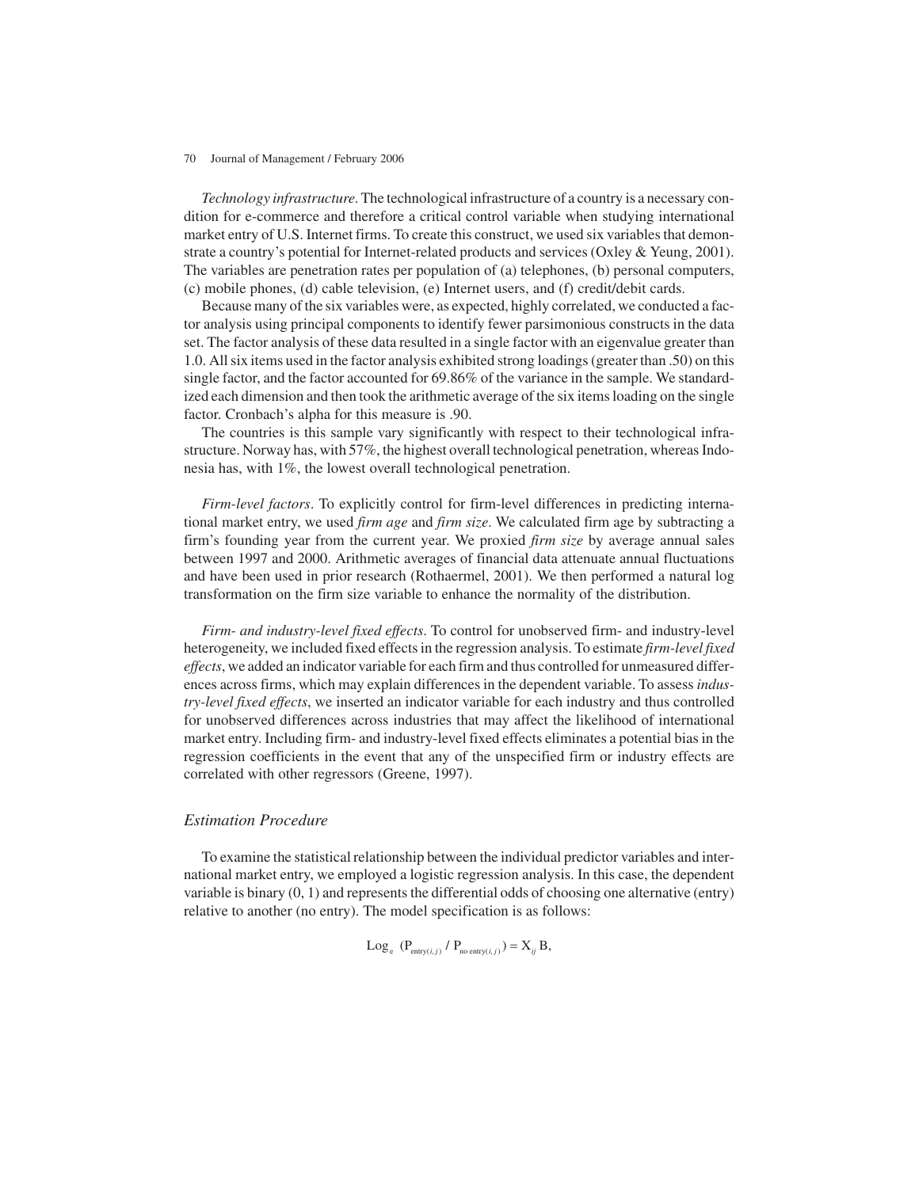*Technology infrastructure*. The technological infrastructure of a country is a necessary condition for e-commerce and therefore a critical control variable when studying international market entry of U.S. Internet firms. To create this construct, we used six variables that demonstrate a country's potential for Internet-related products and services (Oxley & Yeung, 2001). The variables are penetration rates per population of (a) telephones, (b) personal computers, (c) mobile phones, (d) cable television, (e) Internet users, and (f) credit/debit cards.

Because many of the six variables were, as expected, highly correlated, we conducted a factor analysis using principal components to identify fewer parsimonious constructs in the data set. The factor analysis of these data resulted in a single factor with an eigenvalue greater than 1.0. All six items used in the factor analysis exhibited strong loadings (greater than .50) on this single factor, and the factor accounted for 69.86% of the variance in the sample. We standardized each dimension and then took the arithmetic average of the six items loading on the single factor. Cronbach's alpha for this measure is .90.

The countries is this sample vary significantly with respect to their technological infrastructure. Norway has, with 57%, the highest overall technological penetration, whereas Indonesia has, with 1%, the lowest overall technological penetration.

*Firm-level factors*. To explicitly control for firm-level differences in predicting international market entry, we used *firm age* and *firm size*. We calculated firm age by subtracting a firm's founding year from the current year. We proxied *firm size* by average annual sales between 1997 and 2000. Arithmetic averages of financial data attenuate annual fluctuations and have been used in prior research (Rothaermel, 2001). We then performed a natural log transformation on the firm size variable to enhance the normality of the distribution.

*Firm- and industry-level fixed effects*. To control for unobserved firm- and industry-level heterogeneity, we included fixed effects in the regression analysis. To estimate *firm-level fixed effects*, we added an indicator variable for each firm and thus controlled for unmeasured differences across firms, which may explain differences in the dependent variable. To assess *industry-level fixed effects*, we inserted an indicator variable for each industry and thus controlled for unobserved differences across industries that may affect the likelihood of international market entry. Including firm- and industry-level fixed effects eliminates a potential bias in the regression coefficients in the event that any of the unspecified firm or industry effects are correlated with other regressors (Greene, 1997).

### *Estimation Procedure*

To examine the statistical relationship between the individual predictor variables and international market entry, we employed a logistic regression analysis. In this case, the dependent variable is binary (0, 1) and represents the differential odds of choosing one alternative (entry) relative to another (no entry). The model specification is as follows:

$$\text{Log}_e\ (P_{\text{entry}(i,j)} / P_{\text{no entry}(i,j)}) = X_{ij}\, B,$$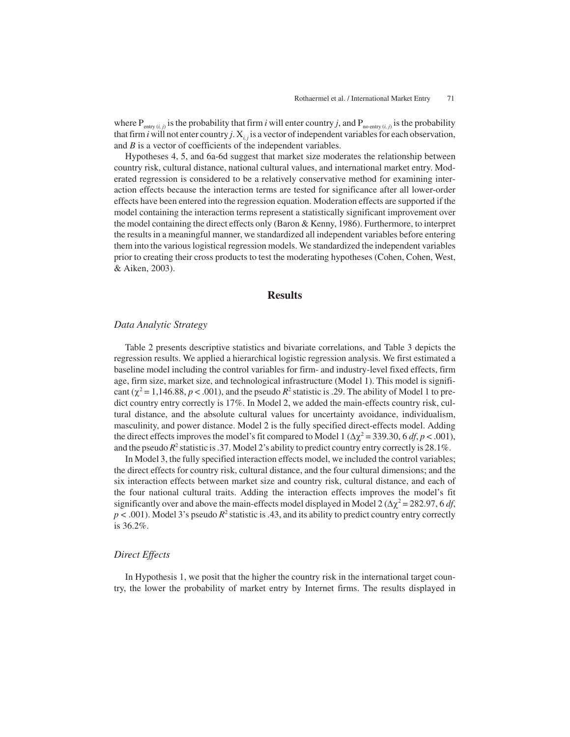where $P_{entry\,(i,\,j)}$ is the probability that firm *i* will enter country *j*, and $P_{no\ entry\,(i,\,j)}$ is the probability that firm *i* will not enter country *j*. $X_{i,\,j}$ is a vector of independent variables for each observation, and *B* is a vector of coefficients of the independent variables.

Hypotheses 4, 5, and 6a-6d suggest that market size moderates the relationship between country risk, cultural distance, national cultural values, and international market entry. Moderated regression is considered to be a relatively conservative method for examining interaction effects because the interaction terms are tested for significance after all lower-order effects have been entered into the regression equation. Moderation effects are supported if the model containing the interaction terms represent a statistically significant improvement over the model containing the direct effects only (Baron & Kenny, 1986). Furthermore, to interpret the results in a meaningful manner, we standardized all independent variables before entering them into the various logistical regression models. We standardized the independent variables prior to creating their cross products to test the moderating hypotheses (Cohen, Cohen, West, & Aiken, 2003).

## Results

### *Data Analytic Strategy*

Table 2 presents descriptive statistics and bivariate correlations, and Table 3 depicts the regression results. We applied a hierarchical logistic regression analysis. We first estimated a baseline model including the control variables for firm- and industry-level fixed effects, firm age, firm size, market size, and technological infrastructure (Model 1). This model is significant ($\chi^2 = 1{,}146.88$, $p < .001$), and the pseudo $R^2$ statistic is .29. The ability of Model 1 to predict country entry correctly is 17%. In Model 2, we added the main-effects country risk, cultural distance, and the absolute cultural values for uncertainty avoidance, individualism, masculinity, and power distance. Model 2 is the fully specified direct-effects model. Adding the direct effects improves the model's fit compared to Model 1 ($\Delta\chi^2 = 339.30$, 6 *df*, $p < .001$), and the pseudo $R^2$ statistic is .37. Model 2's ability to predict country entry correctly is 28.1%.

In Model 3, the fully specified interaction effects model, we included the control variables; the direct effects for country risk, cultural distance, and the four cultural dimensions; and the six interaction effects between market size and country risk, cultural distance, and each of the four national cultural traits. Adding the interaction effects improves the model's fit significantly over and above the main-effects model displayed in Model 2 ($\Delta\chi^2 = 282.97$, 6 *df*, $p < .001$). Model 3's pseudo $R^2$ statistic is .43, and its ability to predict country entry correctly is 36.2%.

### *Direct Effects*

In Hypothesis 1, we posit that the higher the country risk in the international target country, the lower the probability of market entry by Internet firms. The results displayed in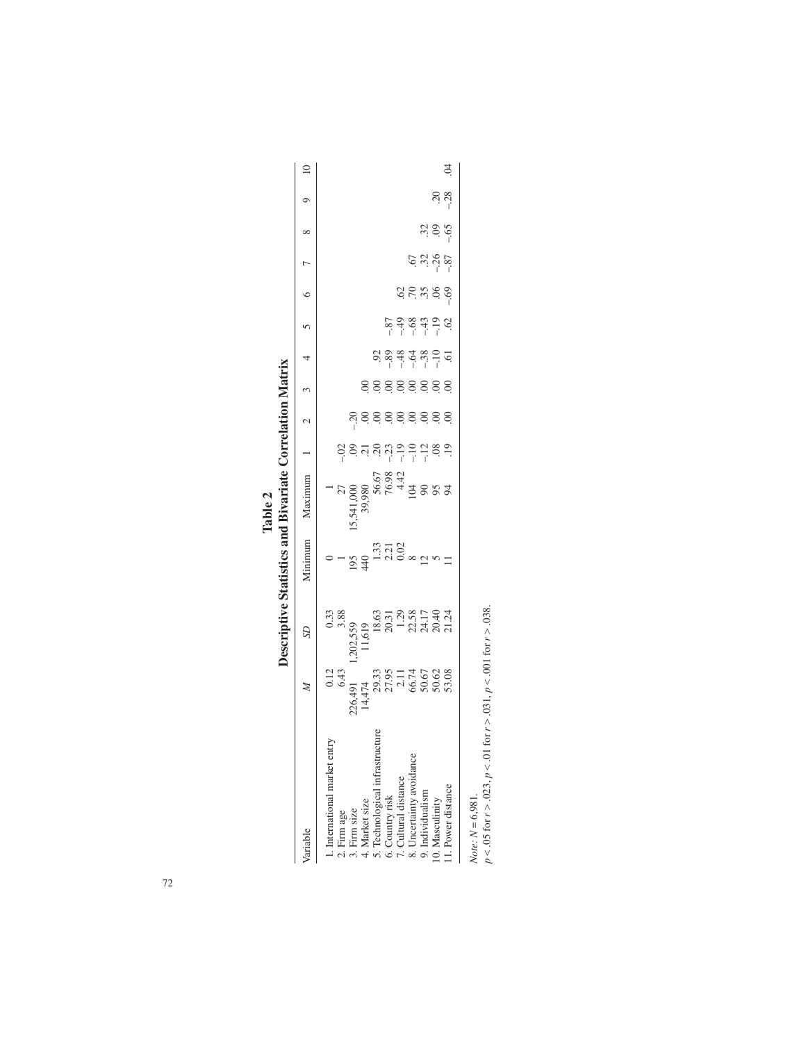**Table 2**
**Descriptive Statistics and Bivariate Correlation Matrix**

| Variable | $M$ | $SD$ | Minimum | Maximum | 1 | 2 | 3 | 4 | 5 | 6 | 7 | 8 | 9 | 10 |
|---|---|---|---|---|---|---|---|---|---|---|---|---|---|---|
| 1. International market entry | 0.12 | 0.33 | 0 | 1 | | | | | | | | | | |
| 2. Firm age | 6.43 | 3.88 | 1 | 27 | -.02 | | | | | | | | | |
| 3. Firm size | 226,491 | 1,202,559 | 195 | 15,541,000 | .09 | -.20 | | | | | | | | |
| 4. Market size | 14,474 | 11,619 | 440 | 39,980 | .21 | .00 | .00 | | | | | | | |
| 5. Technological infrastructure | 29.33 | 18.63 | 1.33 | 56.67 | .20 | .00 | .00 | .92 | | | | | | |
| 6. Country risk | 27.95 | 20.31 | 2.21 | 76.98 | -.23 | .00 | .00 | -.89 | -.87 | | | | | |
| 7. Cultural distance | 2.11 | 1.29 | 0.02 | 4.42 | -.19 | .00 | .00 | -.48 | -.49 | .62 | | | | |
| 8. Uncertainty avoidance | 66.74 | 22.58 | 8 | 104 | -.10 | .00 | .00 | -.64 | -.68 | .70 | .67 | | | |
| 9. Individualism | 50.67 | 24.17 | 12 | 90 | -.12 | .00 | .00 | -.38 | -.43 | .35 | .32 | .32 | | |
| 10. Masculinity | 50.62 | 20.40 | 5 | 95 | .08 | .00 | .00 | -.10 | -.19 | .06 | -.26 | .09 | .20 | |
| 11. Power distance | 53.08 | 21.24 | 11 | 94 | .19 | .00 | .00 | .61 | .62 | -.69 | -.87 | -.65 | -.28 | .04 |

*Note:* $N = 6,981$.
$p < .05$ for $r > .023$, $p < .01$ for $r > .031$, $p < .001$ for $r > .038$.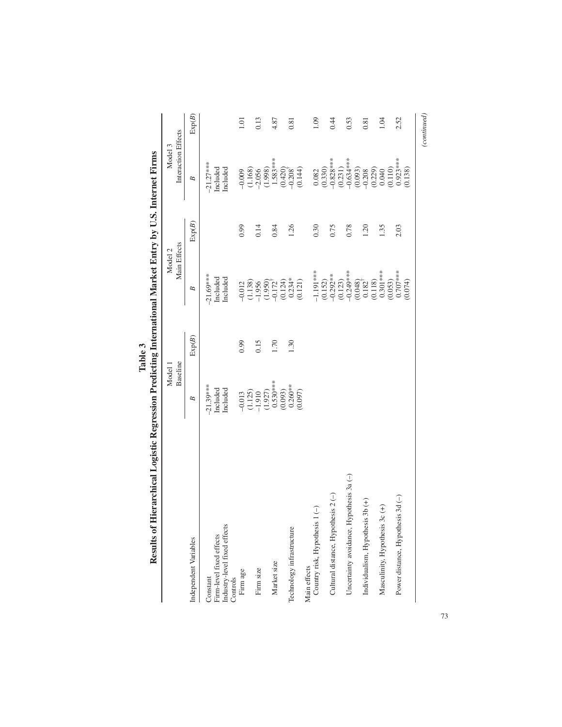**Table 3**

**Results of Hierarchical Logistic Regression Predicting International Market Entry by U.S. Internet Firms**

| Independent Variables | Model 1 Baseline | | Model 2 Main Effects | | Model 3 Interaction Effects | |
|---|---|---|---|---|---|---|
| | *B* | Exp(*B*) | *B* | Exp(*B*) | *B* | Exp(*B*) |
| Constant | −21.39*** | | −21.69*** | | −21.27*** | |
| Firm-level fixed effects | Included | | Included | | Included | |
| Industry-level fixed effects | Included | | Included | | Included | |
| Controls | | | | | | |
| Firm age | −0.013 | 0.99 | −0.012 | 0.99 | −0.009 | 1.01 |
| | (1.125) | | (1.138) | | (1.168) | |
| Firm size | −1.910 | 0.15 | −1.956 | 0.14 | −2.056 | 0.13 |
| | (1.927) | | (1.950) | | (1.998) | |
| Market size | 0.530*** | 1.70 | −0.172† | 0.84 | 1.583*** | 4.87 |
| | (0.093) | | (0.124) | | (0.420) | |
| Technology infrastructure | 0.260** | 1.30 | 0.234* | 1.26 | −0.208† | 0.81 |
| | (0.097) | | (0.121) | | (0.144) | |
| Main effects | | | | | | |
| Country risk, Hypothesis 1 (−) | | | −1.191*** | 0.30 | 0.082 | 1.09 |
| | | | (0.152) | | (0.330) | |
| Cultural distance, Hypothesis 2 (−) | | | −0.292** | 0.75 | −0.828*** | 0.44 |
| | | | (0.123) | | (0.231) | |
| Uncertainty avoidance, Hypothesis 3a (−) | | | −0.249*** | 0.78 | −0.634*** | 0.53 |
| | | | (0.048) | | (0.093) | |
| Individualism, Hypothesis 3b (+) | | | 0.182† | 1.20 | −0.208 | 0.81 |
| | | | (0.118) | | (0.229) | |
| Masculinity, Hypothesis 3c (+) | | | 0.301*** | 1.35 | 0.040 | 1.04 |
| | | | (0.053) | | (0.110) | |
| Power distance, Hypothesis 3d (−) | | | 0.707*** | 2.03 | 0.923*** | 2.52 |
| | | | (0.074) | | (0.138) | |

*(continued)*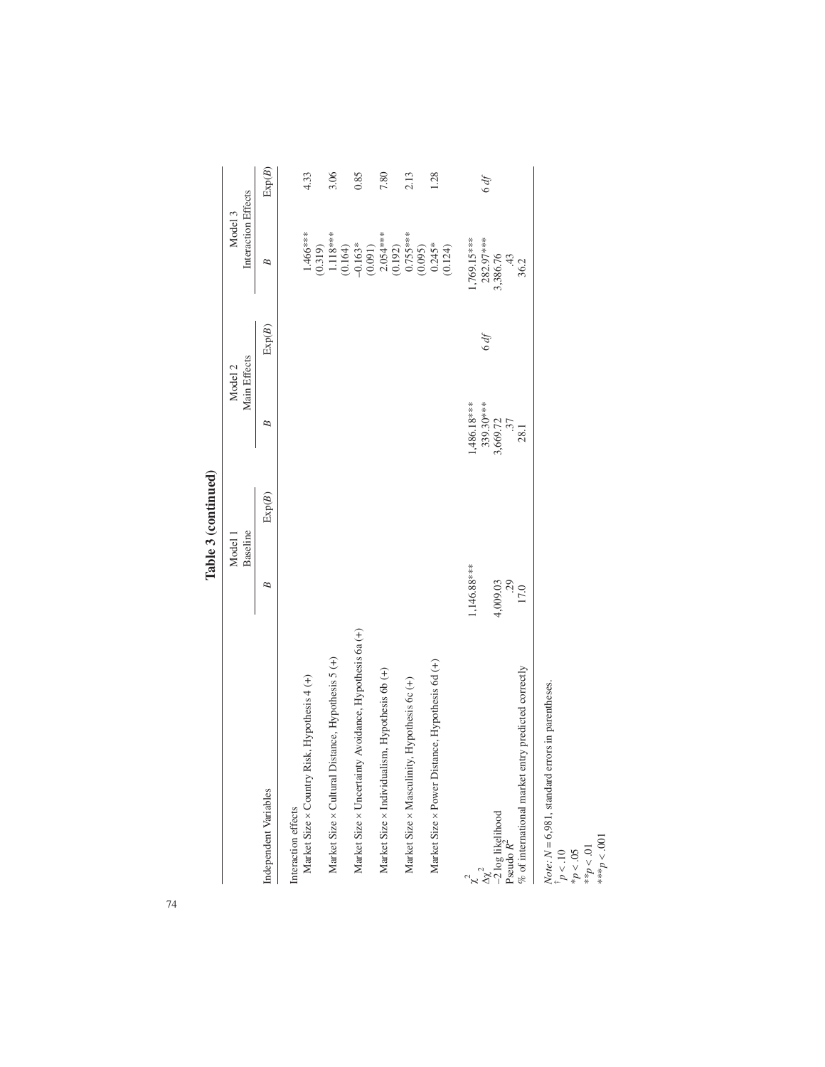**Table 3 (continued)**

| Independent Variables | Model 1 Baseline | | Model 2 Main Effects | | Model 3 Interaction Effects | |
|---|---|---|---|---|---|---|
| | *B* | Exp(*B*) | *B* | Exp(*B*) | *B* | Exp(*B*) |
| Interaction effects | | | | | | |
| Market Size × Country Risk, Hypothesis 4 (+) | | | | | 1.466*** (0.319) | 4.33 |
| Market Size × Cultural Distance, Hypothesis 5 (+) | | | | | 1.118*** (0.164) | 3.06 |
| Market Size × Uncertainty Avoidance, Hypothesis 6a (+) | | | | | −0.163* (0.091) | 0.85 |
| Market Size × Individualism, Hypothesis 6b (+) | | | | | 2.054*** (0.192) | 7.80 |
| Market Size × Masculinity, Hypothesis 6c (+) | | | | | 0.755*** (0.095) | 2.13 |
| Market Size × Power Distance, Hypothesis 6d (+) | | | | | 0.245* (0.124) | 1.28 |
| $\chi^2$ | 1,146.88*** | | 1,486.18*** | | 1,769.15*** | |
| $\Delta\chi^2$ | | | 339.30*** | 6 *df* | 282.97*** | 6 *df* |
| −2 log likelihood | 4,009.03 | | 3,669.72 | | 3,386.76 | |
| Pseudo $R^2$ | .29 | | .37 | | .43 | |
| % of international market entry predicted correctly | 17.0 | | 28.1 | | 36.2 | |

*Note: N* = 6,981, standard errors in parentheses.
†*p* < .10
\**p* < .05
\*\**p* < .01
\*\*\**p* < .001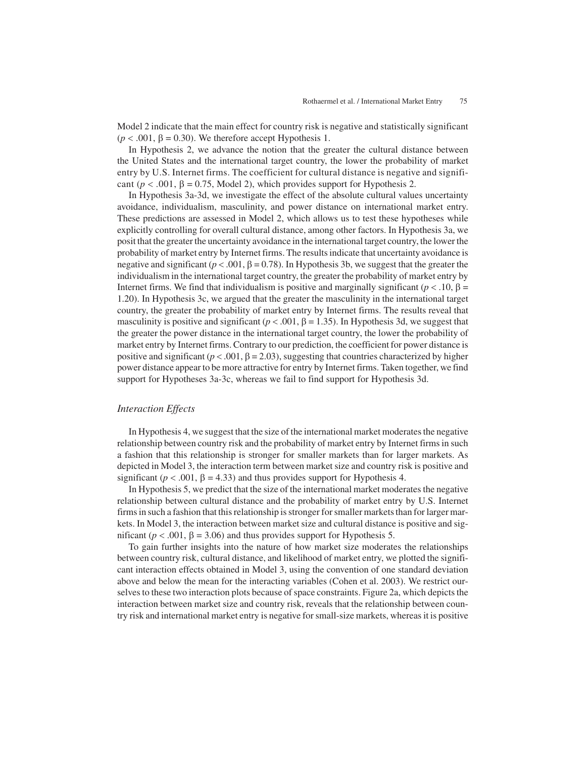Model 2 indicate that the main effect for country risk is negative and statistically significant ($p < .001$, $\beta = 0.30$). We therefore accept Hypothesis 1.

In Hypothesis 2, we advance the notion that the greater the cultural distance between the United States and the international target country, the lower the probability of market entry by U.S. Internet firms. The coefficient for cultural distance is negative and significant ($p < .001$, $\beta = 0.75$, Model 2), which provides support for Hypothesis 2.

In Hypothesis 3a-3d, we investigate the effect of the absolute cultural values uncertainty avoidance, individualism, masculinity, and power distance on international market entry. These predictions are assessed in Model 2, which allows us to test these hypotheses while explicitly controlling for overall cultural distance, among other factors. In Hypothesis 3a, we posit that the greater the uncertainty avoidance in the international target country, the lower the probability of market entry by Internet firms. The results indicate that uncertainty avoidance is negative and significant ($p < .001$, $\beta = 0.78$). In Hypothesis 3b, we suggest that the greater the individualism in the international target country, the greater the probability of market entry by Internet firms. We find that individualism is positive and marginally significant ($p < .10$, $\beta = 1.20$). In Hypothesis 3c, we argued that the greater the masculinity in the international target country, the greater the probability of market entry by Internet firms. The results reveal that masculinity is positive and significant ($p < .001$, $\beta = 1.35$). In Hypothesis 3d, we suggest that the greater the power distance in the international target country, the lower the probability of market entry by Internet firms. Contrary to our prediction, the coefficient for power distance is positive and significant ($p < .001$, $\beta = 2.03$), suggesting that countries characterized by higher power distance appear to be more attractive for entry by Internet firms. Taken together, we find support for Hypotheses 3a-3c, whereas we fail to find support for Hypothesis 3d.

### *Interaction Effects*

In Hypothesis 4, we suggest that the size of the international market moderates the negative relationship between country risk and the probability of market entry by Internet firms in such a fashion that this relationship is stronger for smaller markets than for larger markets. As depicted in Model 3, the interaction term between market size and country risk is positive and significant ($p < .001$, $\beta = 4.33$) and thus provides support for Hypothesis 4.

In Hypothesis 5, we predict that the size of the international market moderates the negative relationship between cultural distance and the probability of market entry by U.S. Internet firms in such a fashion that this relationship is stronger for smaller markets than for larger markets. In Model 3, the interaction between market size and cultural distance is positive and significant ($p < .001$, $\beta = 3.06$) and thus provides support for Hypothesis 5.

To gain further insights into the nature of how market size moderates the relationships between country risk, cultural distance, and likelihood of market entry, we plotted the significant interaction effects obtained in Model 3, using the convention of one standard deviation above and below the mean for the interacting variables (Cohen et al. 2003). We restrict ourselves to these two interaction plots because of space constraints. Figure 2a, which depicts the interaction between market size and country risk, reveals that the relationship between country risk and international market entry is negative for small-size markets, whereas it is positive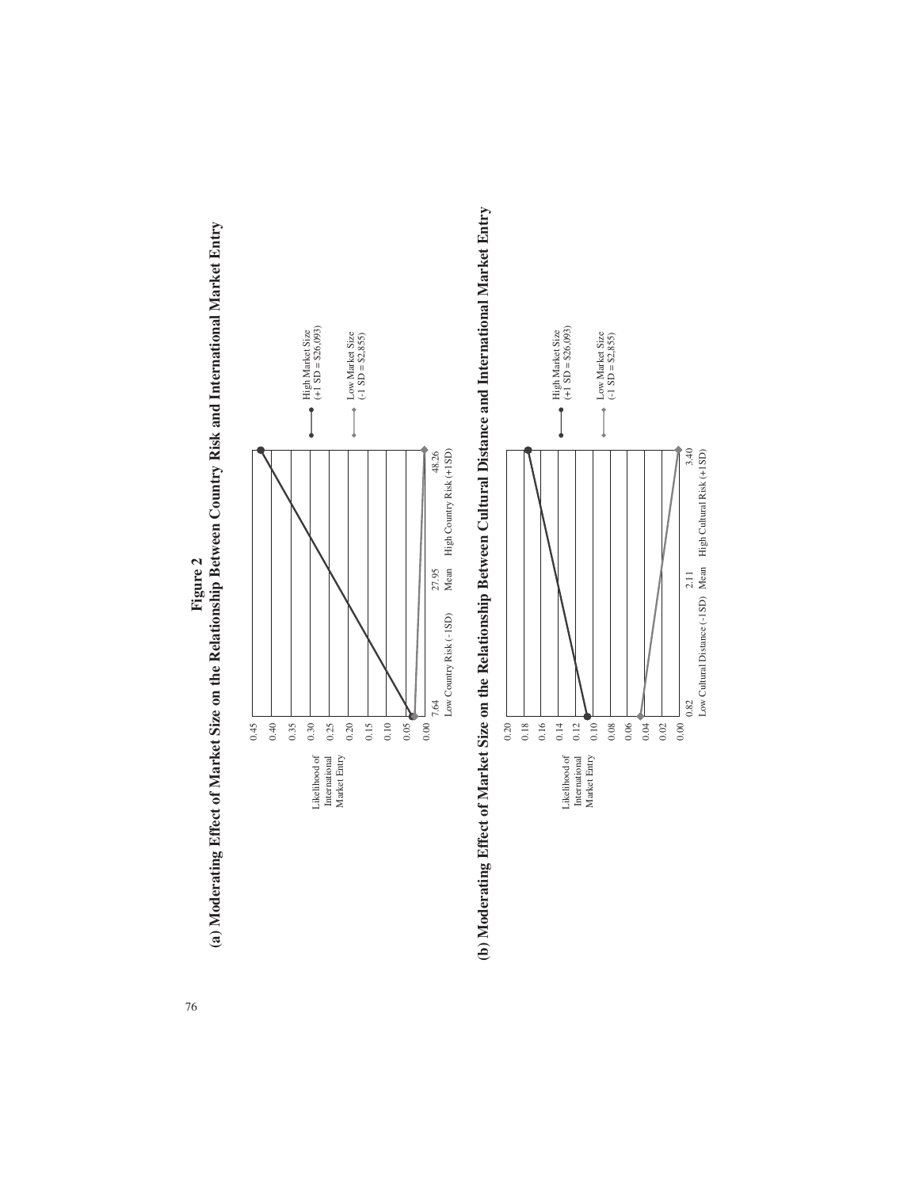**Figure 2**

**(a) Moderating Effect of Market Size on the Relationship Between Country Risk and International Market Entry**

Likelihood of International Market Entry

0.45
0.40
0.35
0.30
0.25
0.20
0.15
0.10
0.05
0.00

7.64 Low Country Risk (-1SD)    27.95 Mean    48.26 High Country Risk (+1SD)

High Market Size (+1 SD = $26,093)

Low Market Size (-1 SD = $2,855)

**(b) Moderating Effect of Market Size on the Relationship Between Cultural Distance and International Market Entry**

Likelihood of International Market Entry

0.20
0.18
0.16
0.14
0.12
0.10
0.08
0.06
0.04
0.02
0.00

0.82 Low Cultural Distance (-1SD)    2.11 Mean    3.40 High Cultural Risk (+1SD)

High Market Size (+1 SD = $26,093)

Low Market Size (-1 SD = $2,855)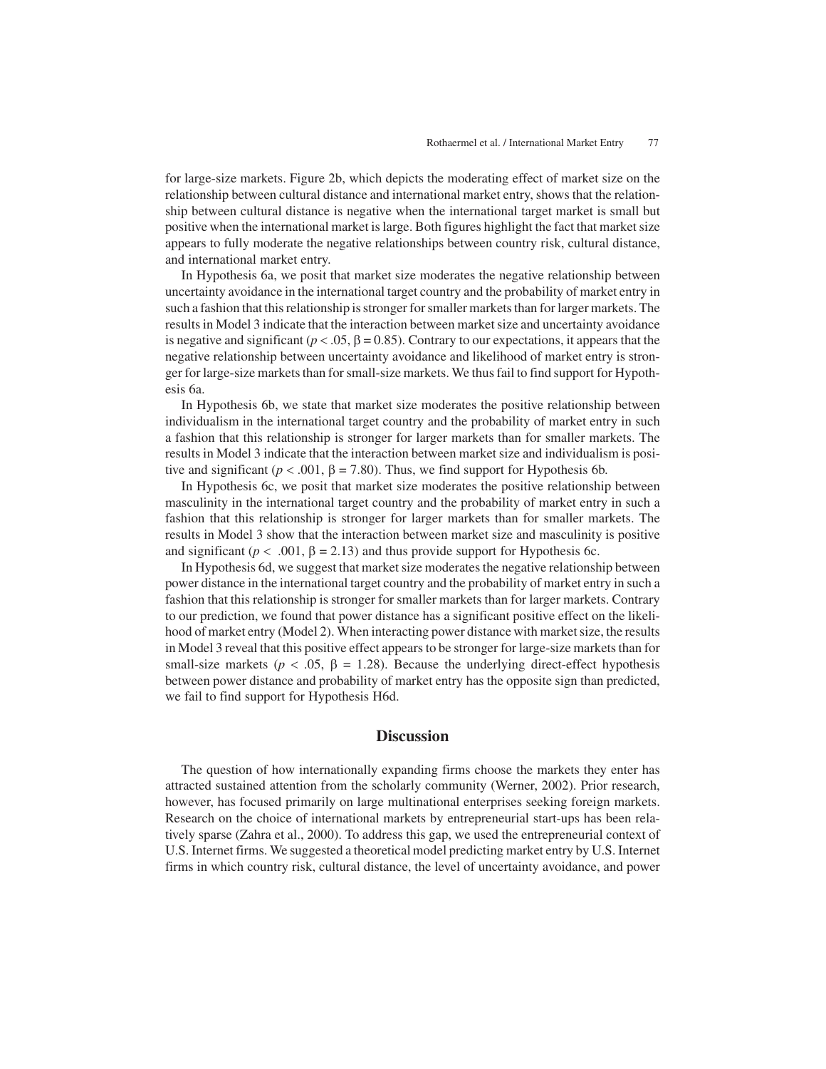for large-size markets. Figure 2b, which depicts the moderating effect of market size on the relationship between cultural distance and international market entry, shows that the relationship between cultural distance is negative when the international target market is small but positive when the international market is large. Both figures highlight the fact that market size appears to fully moderate the negative relationships between country risk, cultural distance, and international market entry.

In Hypothesis 6a, we posit that market size moderates the negative relationship between uncertainty avoidance in the international target country and the probability of market entry in such a fashion that this relationship is stronger for smaller markets than for larger markets. The results in Model 3 indicate that the interaction between market size and uncertainty avoidance is negative and significant ($p < .05$, $\beta = 0.85$). Contrary to our expectations, it appears that the negative relationship between uncertainty avoidance and likelihood of market entry is stronger for large-size markets than for small-size markets. We thus fail to find support for Hypothesis 6a.

In Hypothesis 6b, we state that market size moderates the positive relationship between individualism in the international target country and the probability of market entry in such a fashion that this relationship is stronger for larger markets than for smaller markets. The results in Model 3 indicate that the interaction between market size and individualism is positive and significant ($p < .001$, $\beta = 7.80$). Thus, we find support for Hypothesis 6b.

In Hypothesis 6c, we posit that market size moderates the positive relationship between masculinity in the international target country and the probability of market entry in such a fashion that this relationship is stronger for larger markets than for smaller markets. The results in Model 3 show that the interaction between market size and masculinity is positive and significant ($p < .001$, $\beta = 2.13$) and thus provide support for Hypothesis 6c.

In Hypothesis 6d, we suggest that market size moderates the negative relationship between power distance in the international target country and the probability of market entry in such a fashion that this relationship is stronger for smaller markets than for larger markets. Contrary to our prediction, we found that power distance has a significant positive effect on the likelihood of market entry (Model 2). When interacting power distance with market size, the results in Model 3 reveal that this positive effect appears to be stronger for large-size markets than for small-size markets ($p < .05$, $\beta = 1.28$). Because the underlying direct-effect hypothesis between power distance and probability of market entry has the opposite sign than predicted, we fail to find support for Hypothesis H6d.

## Discussion

The question of how internationally expanding firms choose the markets they enter has attracted sustained attention from the scholarly community (Werner, 2002). Prior research, however, has focused primarily on large multinational enterprises seeking foreign markets. Research on the choice of international markets by entrepreneurial start-ups has been relatively sparse (Zahra et al., 2000). To address this gap, we used the entrepreneurial context of U.S. Internet firms. We suggested a theoretical model predicting market entry by U.S. Internet firms in which country risk, cultural distance, the level of uncertainty avoidance, and power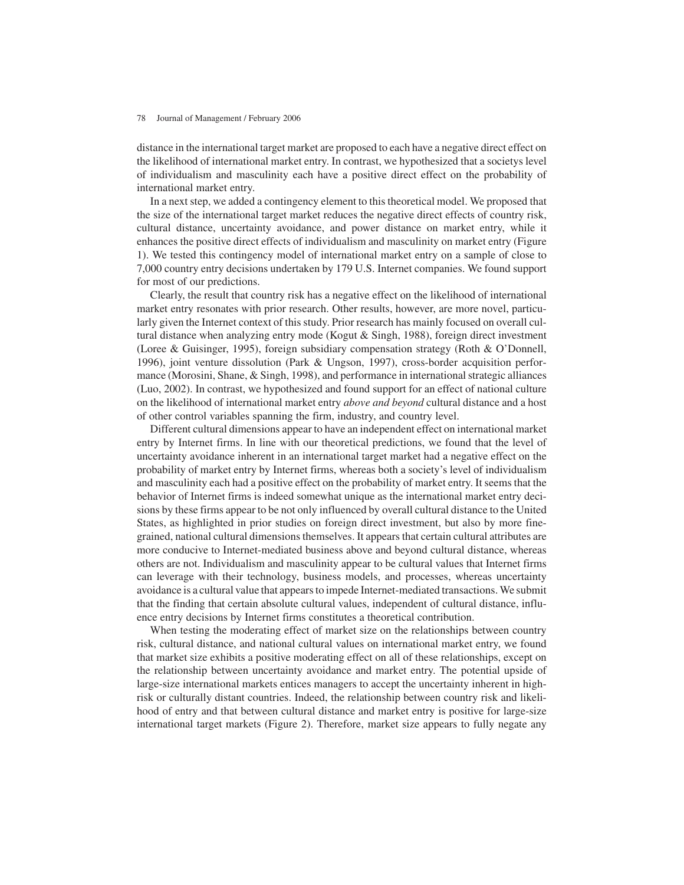distance in the international target market are proposed to each have a negative direct effect on the likelihood of international market entry. In contrast, we hypothesized that a societys level of individualism and masculinity each have a positive direct effect on the probability of international market entry.

In a next step, we added a contingency element to this theoretical model. We proposed that the size of the international target market reduces the negative direct effects of country risk, cultural distance, uncertainty avoidance, and power distance on market entry, while it enhances the positive direct effects of individualism and masculinity on market entry (Figure 1). We tested this contingency model of international market entry on a sample of close to 7,000 country entry decisions undertaken by 179 U.S. Internet companies. We found support for most of our predictions.

Clearly, the result that country risk has a negative effect on the likelihood of international market entry resonates with prior research. Other results, however, are more novel, particularly given the Internet context of this study. Prior research has mainly focused on overall cultural distance when analyzing entry mode (Kogut & Singh, 1988), foreign direct investment (Loree & Guisinger, 1995), foreign subsidiary compensation strategy (Roth & O'Donnell, 1996), joint venture dissolution (Park & Ungson, 1997), cross-border acquisition performance (Morosini, Shane, & Singh, 1998), and performance in international strategic alliances (Luo, 2002). In contrast, we hypothesized and found support for an effect of national culture on the likelihood of international market entry *above and beyond* cultural distance and a host of other control variables spanning the firm, industry, and country level.

Different cultural dimensions appear to have an independent effect on international market entry by Internet firms. In line with our theoretical predictions, we found that the level of uncertainty avoidance inherent in an international target market had a negative effect on the probability of market entry by Internet firms, whereas both a society's level of individualism and masculinity each had a positive effect on the probability of market entry. It seems that the behavior of Internet firms is indeed somewhat unique as the international market entry decisions by these firms appear to be not only influenced by overall cultural distance to the United States, as highlighted in prior studies on foreign direct investment, but also by more fine-grained, national cultural dimensions themselves. It appears that certain cultural attributes are more conducive to Internet-mediated business above and beyond cultural distance, whereas others are not. Individualism and masculinity appear to be cultural values that Internet firms can leverage with their technology, business models, and processes, whereas uncertainty avoidance is a cultural value that appears to impede Internet-mediated transactions. We submit that the finding that certain absolute cultural values, independent of cultural distance, influence entry decisions by Internet firms constitutes a theoretical contribution.

When testing the moderating effect of market size on the relationships between country risk, cultural distance, and national cultural values on international market entry, we found that market size exhibits a positive moderating effect on all of these relationships, except on the relationship between uncertainty avoidance and market entry. The potential upside of large-size international markets entices managers to accept the uncertainty inherent in high-risk or culturally distant countries. Indeed, the relationship between country risk and likelihood of entry and that between cultural distance and market entry is positive for large-size international target markets (Figure 2). Therefore, market size appears to fully negate any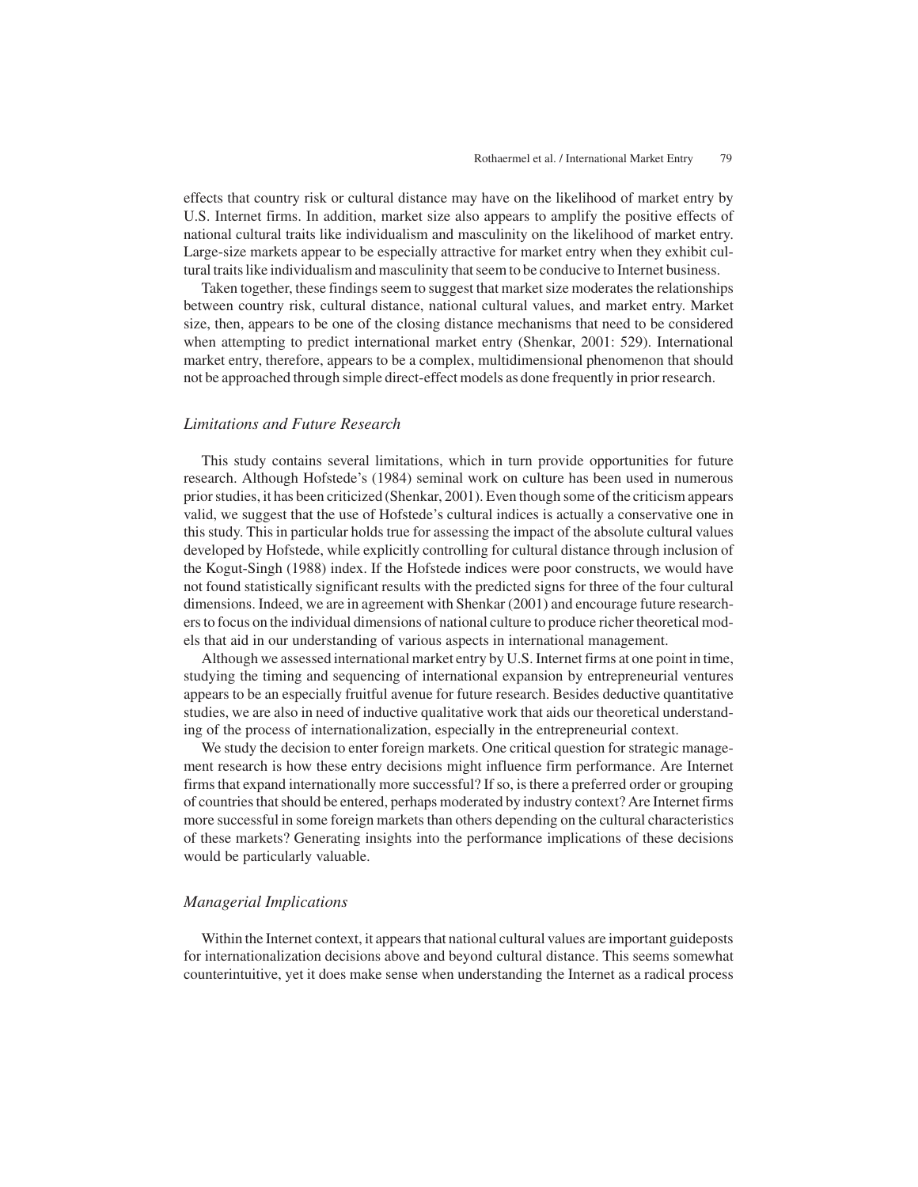effects that country risk or cultural distance may have on the likelihood of market entry by U.S. Internet firms. In addition, market size also appears to amplify the positive effects of national cultural traits like individualism and masculinity on the likelihood of market entry. Large-size markets appear to be especially attractive for market entry when they exhibit cultural traits like individualism and masculinity that seem to be conducive to Internet business.

Taken together, these findings seem to suggest that market size moderates the relationships between country risk, cultural distance, national cultural values, and market entry. Market size, then, appears to be one of the closing distance mechanisms that need to be considered when attempting to predict international market entry (Shenkar, 2001: 529). International market entry, therefore, appears to be a complex, multidimensional phenomenon that should not be approached through simple direct-effect models as done frequently in prior research.

### *Limitations and Future Research*

This study contains several limitations, which in turn provide opportunities for future research. Although Hofstede's (1984) seminal work on culture has been used in numerous prior studies, it has been criticized (Shenkar, 2001). Even though some of the criticism appears valid, we suggest that the use of Hofstede's cultural indices is actually a conservative one in this study. This in particular holds true for assessing the impact of the absolute cultural values developed by Hofstede, while explicitly controlling for cultural distance through inclusion of the Kogut-Singh (1988) index. If the Hofstede indices were poor constructs, we would have not found statistically significant results with the predicted signs for three of the four cultural dimensions. Indeed, we are in agreement with Shenkar (2001) and encourage future researchers to focus on the individual dimensions of national culture to produce richer theoretical models that aid in our understanding of various aspects in international management.

Although we assessed international market entry by U.S. Internet firms at one point in time, studying the timing and sequencing of international expansion by entrepreneurial ventures appears to be an especially fruitful avenue for future research. Besides deductive quantitative studies, we are also in need of inductive qualitative work that aids our theoretical understanding of the process of internationalization, especially in the entrepreneurial context.

We study the decision to enter foreign markets. One critical question for strategic management research is how these entry decisions might influence firm performance. Are Internet firms that expand internationally more successful? If so, is there a preferred order or grouping of countries that should be entered, perhaps moderated by industry context? Are Internet firms more successful in some foreign markets than others depending on the cultural characteristics of these markets? Generating insights into the performance implications of these decisions would be particularly valuable.

### *Managerial Implications*

Within the Internet context, it appears that national cultural values are important guideposts for internationalization decisions above and beyond cultural distance. This seems somewhat counterintuitive, yet it does make sense when understanding the Internet as a radical process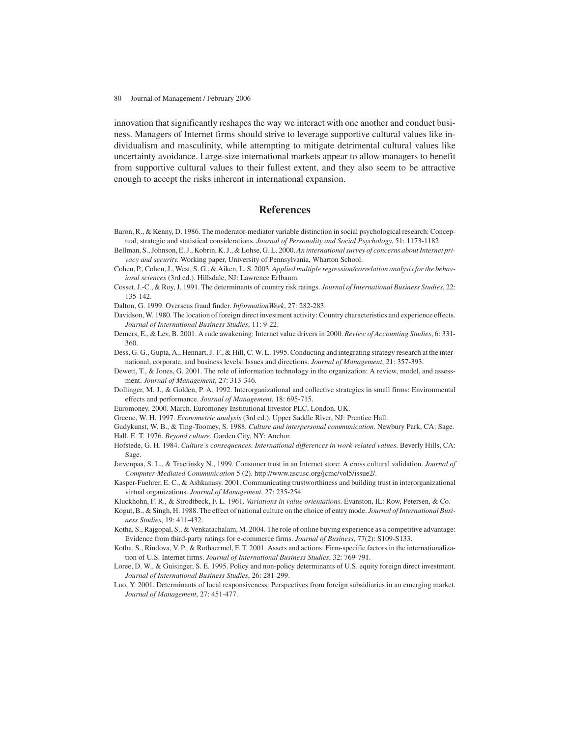innovation that significantly reshapes the way we interact with one another and conduct business. Managers of Internet firms should strive to leverage supportive cultural values like individualism and masculinity, while attempting to mitigate detrimental cultural values like uncertainty avoidance. Large-size international markets appear to allow managers to benefit from supportive cultural values to their fullest extent, and they also seem to be attractive enough to accept the risks inherent in international expansion.

## References

Baron, R., & Kenny, D. 1986. The moderator-mediator variable distinction in social psychological research: Conceptual, strategic and statistical considerations*. Journal of Personality and Social Psychology*, 51: 1173-1182.

Bellman, S., Johnson, E. J., Kobrin, K. J., & Lohse, G. L. 2000. *An international survey of concerns about Internet privacy and security.* Working paper, University of Pennsylvania, Wharton School.

Cohen, P., Cohen, J., West, S. G., & Aiken, L. S. 2003. *Applied multiple regression/correlation analysis for the behavioral sciences* (3rd ed.). Hillsdale, NJ: Lawrence Erlbaum.

Cosset, J.-C., & Roy, J. 1991. The determinants of country risk ratings. *Journal of International Business Studies*, 22: 135-142.

Dalton, G. 1999. Overseas fraud finder. *InformationWeek*, 27: 282-283.

Davidson, W. 1980. The location of foreign direct investment activity: Country characteristics and experience effects. *Journal of International Business Studies*, 11: 9-22.

Demers, E., & Lev, B. 2001. A rude awakening: Internet value drivers in 2000. *Review of Accounting Studies*, 6: 331-360.

Dess, G. G., Gupta, A., Hennart, J.-F., & Hill, C. W. L. 1995. Conducting and integrating strategy research at the international, corporate, and business levels: Issues and directions. *Journal of Management*, 21: 357-393.

Dewett, T., & Jones, G. 2001. The role of information technology in the organization: A review, model, and assessment. *Journal of Management*, 27: 313-346.

Dollinger, M. J., & Golden, P. A. 1992. Interorganizational and collective strategies in small firms: Environmental effects and performance. *Journal of Management*, 18: 695-715.

Euromoney. 2000. March. Euromoney Institutional Investor PLC, London, UK.

Greene, W. H. 1997. *Econometric analysis* (3rd ed.). Upper Saddle River, NJ: Prentice Hall.

Gudykunst, W. B., & Ting-Toomey, S. 1988. *Culture and interpersonal communication*. Newbury Park, CA: Sage.

Hall, E. T. 1976. *Beyond culture*. Garden City, NY: Anchor.

Hofstede, G. H. 1984. *Culture's consequences. International differences in work-related values*. Beverly Hills, CA: Sage.

Jarvenpaa, S. L., & Tractinsky N., 1999. Consumer trust in an Internet store: A cross cultural validation. *Journal of Computer-Mediated Communication* 5 (2). http://www.ascusc.org/jcmc/vol5/issue2/.

Kasper-Fuehrer, E. C., & Ashkanasy. 2001. Communicating trustworthiness and building trust in interorganizational virtual organizations. *Journal of Management*, 27: 235-254.

Kluckhohn, F. R., & Strodtbeck, F. L. 1961. *Variations in value orientations*. Evanston, IL: Row, Petersen, & Co.

Kogut, B., & Singh, H. 1988. The effect of national culture on the choice of entry mode. *Journal of International Business Studies*, 19: 411-432.

Kotha, S., Rajgopal, S., & Venkatachalam, M. 2004. The role of online buying experience as a competitive advantage: Evidence from third-party ratings for e-commerce firms. *Journal of Business*, 77(2): S109-S133.

Kotha, S., Rindova, V. P., & Rothaermel, F. T. 2001. Assets and actions: Firm-specific factors in the internationalization of U.S. Internet firms. *Journal of International Business Studies*, 32: 769-791.

Loree, D. W., & Guisinger, S. E. 1995. Policy and non-policy determinants of U.S. equity foreign direct investment. *Journal of International Business Studies*, 26: 281-299.

Luo, Y. 2001. Determinants of local responsiveness: Perspectives from foreign subsidiaries in an emerging market. *Journal of Management*, 27: 451-477.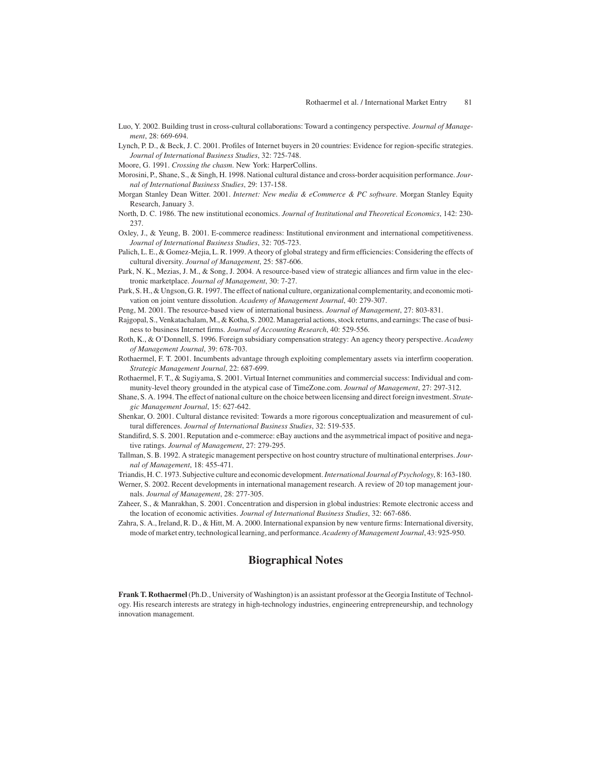Luo, Y. 2002. Building trust in cross-cultural collaborations: Toward a contingency perspective. *Journal of Management*, 28: 669-694.

Lynch, P. D., & Beck, J. C. 2001. Profiles of Internet buyers in 20 countries: Evidence for region-specific strategies. *Journal of International Business Studies*, 32: 725-748.

Moore, G. 1991. *Crossing the chasm*. New York: HarperCollins.

Morosini, P., Shane, S., & Singh, H. 1998. National cultural distance and cross-border acquisition performance. *Journal of International Business Studies*, 29: 137-158.

Morgan Stanley Dean Witter. 2001. *Internet: New media & eCommerce & PC software*. Morgan Stanley Equity Research, January 3.

North, D. C. 1986. The new institutional economics. *Journal of Institutional and Theoretical Economics*, 142: 230-237.

Oxley, J., & Yeung, B. 2001. E-commerce readiness: Institutional environment and international competitiveness. *Journal of International Business Studies*, 32: 705-723.

Palich, L. E., & Gomez-Mejia, L. R. 1999. A theory of global strategy and firm efficiencies: Considering the effects of cultural diversity. *Journal of Management*, 25: 587-606.

Park, N. K., Mezias, J. M., & Song, J. 2004. A resource-based view of strategic alliances and firm value in the electronic marketplace. *Journal of Management*, 30: 7-27.

Park, S. H., & Ungson, G. R. 1997. The effect of national culture, organizational complementarity, and economic motivation on joint venture dissolution. *Academy of Management Journal*, 40: 279-307.

Peng, M. 2001. The resource-based view of international business. *Journal of Management*, 27: 803-831.

Rajgopal, S., Venkatachalam, M., & Kotha, S. 2002. Managerial actions, stock returns, and earnings: The case of business to business Internet firms. *Journal of Accounting Research*, 40: 529-556.

Roth, K., & O'Donnell, S. 1996. Foreign subsidiary compensation strategy: An agency theory perspective. *Academy of Management Journal*, 39: 678-703.

Rothaermel, F. T. 2001. Incumbents advantage through exploiting complementary assets via interfirm cooperation. *Strategic Management Journal*, 22: 687-699.

Rothaermel, F. T., & Sugiyama, S. 2001. Virtual Internet communities and commercial success: Individual and community-level theory grounded in the atypical case of TimeZone.com. *Journal of Management*, 27: 297-312.

Shane, S. A. 1994. The effect of national culture on the choice between licensing and direct foreign investment. *Strategic Management Journal*, 15: 627-642.

Shenkar, O. 2001. Cultural distance revisited: Towards a more rigorous conceptualization and measurement of cultural differences. *Journal of International Business Studies*, 32: 519-535.

Standifird, S. S. 2001. Reputation and e-commerce: eBay auctions and the asymmetrical impact of positive and negative ratings. *Journal of Management*, 27: 279-295.

Tallman, S. B. 1992. A strategic management perspective on host country structure of multinational enterprises. *Journal of Management*, 18: 455-471.

Triandis, H. C. 1973. Subjective culture and economic development. *International Journal of Psychology*, 8: 163-180.

Werner, S. 2002. Recent developments in international management research. A review of 20 top management journals. *Journal of Management*, 28: 277-305.

Zaheer, S., & Manrakhan, S. 2001. Concentration and dispersion in global industries: Remote electronic access and the location of economic activities. *Journal of International Business Studies*, 32: 667-686.

Zahra, S. A., Ireland, R. D., & Hitt, M. A. 2000. International expansion by new venture firms: International diversity, mode of market entry, technological learning, and performance. *Academy of Management Journal*, 43: 925-950.

## Biographical Notes

**Frank T. Rothaermel** (Ph.D., University of Washington) is an assistant professor at the Georgia Institute of Technology. His research interests are strategy in high-technology industries, engineering entrepreneurship, and technology innovation management.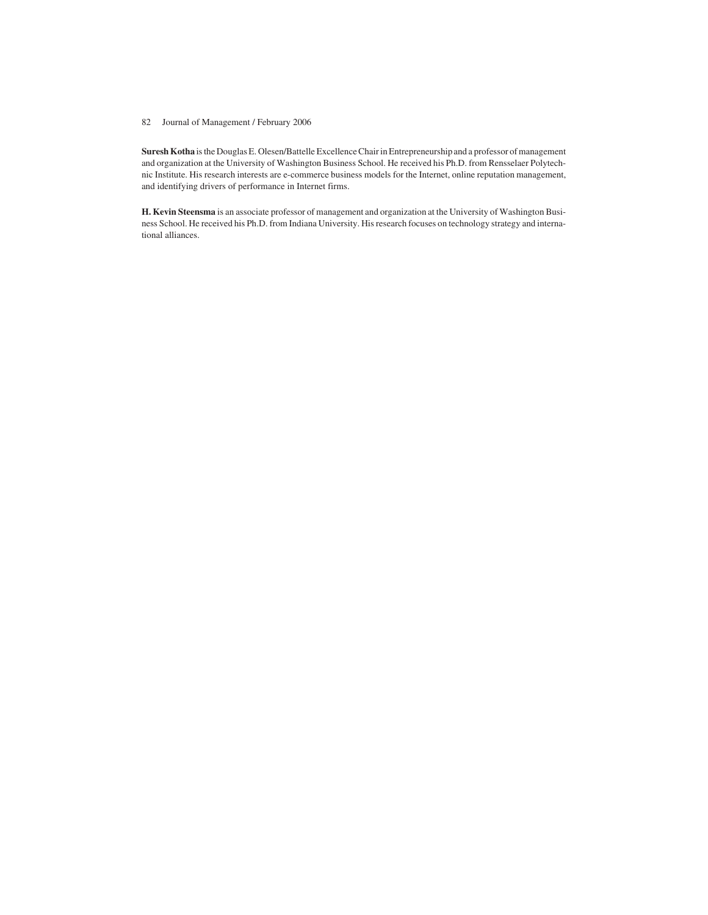**Suresh Kotha** is the Douglas E. Olesen/Battelle Excellence Chair in Entrepreneurship and a professor of management and organization at the University of Washington Business School. He received his Ph.D. from Rensselaer Polytechnic Institute. His research interests are e-commerce business models for the Internet, online reputation management, and identifying drivers of performance in Internet firms.

**H. Kevin Steensma** is an associate professor of management and organization at the University of Washington Business School. He received his Ph.D. from Indiana University. His research focuses on technology strategy and international alliances.